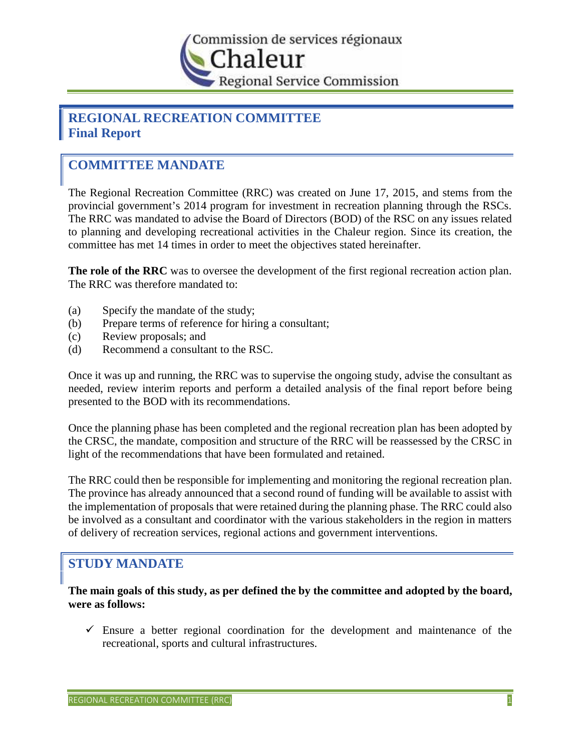Commission de services régionaux
Chaleur
Regional Service Commission

# REGIONAL RECREATION COMMITTEE
# Final Report

## COMMITTEE MANDATE

The Regional Recreation Committee (RRC) was created on June 17, 2015, and stems from the provincial government's 2014 program for investment in recreation planning through the RSCs. The RRC was mandated to advise the Board of Directors (BOD) of the RSC on any issues related to planning and developing recreational activities in the Chaleur region. Since its creation, the committee has met 14 times in order to meet the objectives stated hereinafter.

**The role of the RRC** was to oversee the development of the first regional recreation action plan. The RRC was therefore mandated to:

(a) Specify the mandate of the study;
(b) Prepare terms of reference for hiring a consultant;
(c) Review proposals; and
(d) Recommend a consultant to the RSC.

Once it was up and running, the RRC was to supervise the ongoing study, advise the consultant as needed, review interim reports and perform a detailed analysis of the final report before being presented to the BOD with its recommendations.

Once the planning phase has been completed and the regional recreation plan has been adopted by the CRSC, the mandate, composition and structure of the RRC will be reassessed by the CRSC in light of the recommendations that have been formulated and retained.

The RRC could then be responsible for implementing and monitoring the regional recreation plan. The province has already announced that a second round of funding will be available to assist with the implementation of proposals that were retained during the planning phase. The RRC could also be involved as a consultant and coordinator with the various stakeholders in the region in matters of delivery of recreation services, regional actions and government interventions.

## STUDY MANDATE

**The main goals of this study, as per defined the by the committee and adopted by the board, were as follows:**

- ✓ Ensure a better regional coordination for the development and maintenance of the recreational, sports and cultural infrastructures.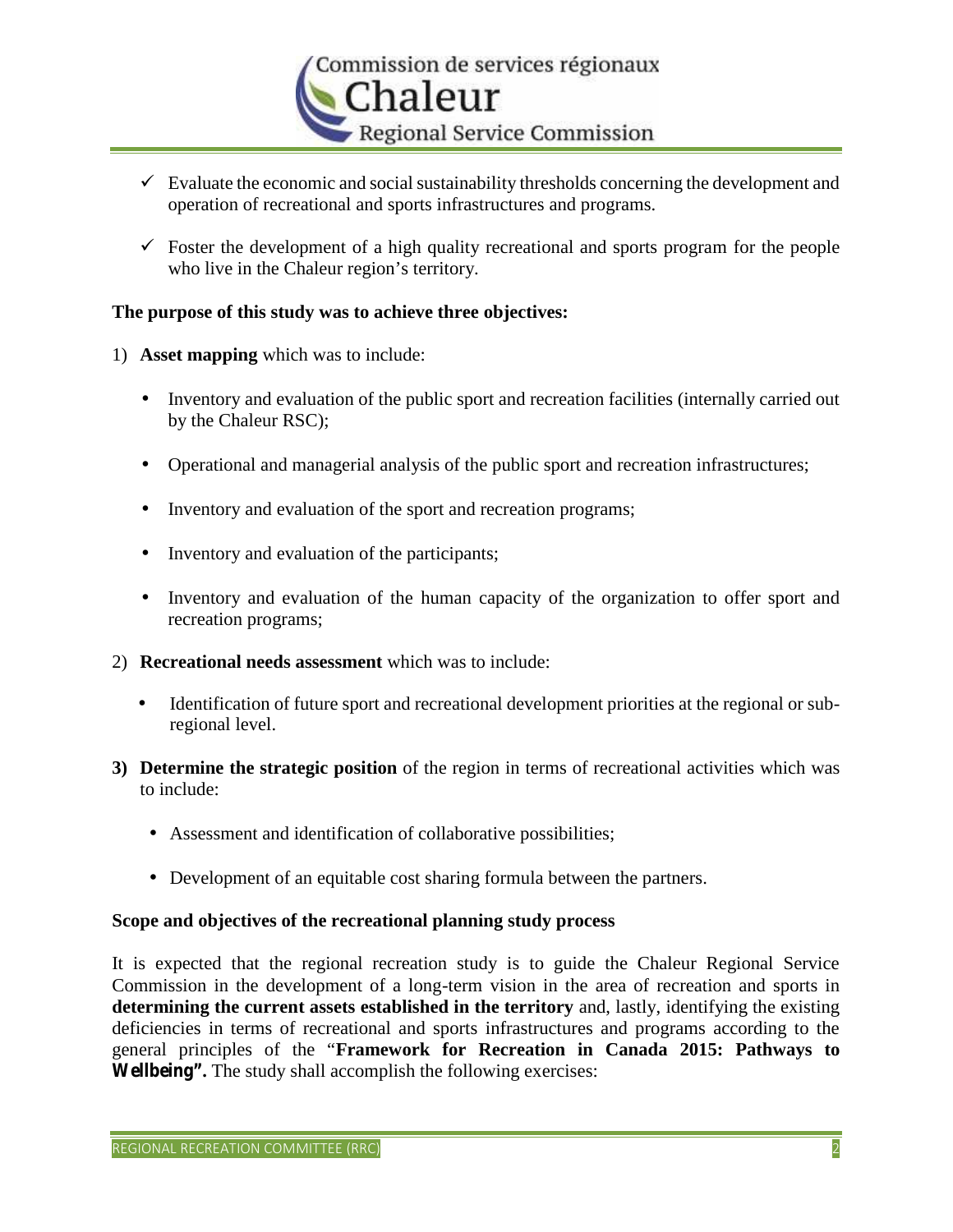- ✓ Evaluate the economic and social sustainability thresholds concerning the development and operation of recreational and sports infrastructures and programs.

- ✓ Foster the development of a high quality recreational and sports program for the people who live in the Chaleur region's territory.

**The purpose of this study was to achieve three objectives:**

1) **Asset mapping** which was to include:

   - Inventory and evaluation of the public sport and recreation facilities (internally carried out by the Chaleur RSC);
   - Operational and managerial analysis of the public sport and recreation infrastructures;
   - Inventory and evaluation of the sport and recreation programs;
   - Inventory and evaluation of the participants;
   - Inventory and evaluation of the human capacity of the organization to offer sport and recreation programs;

2) **Recreational needs assessment** which was to include:

   - Identification of future sport and recreational development priorities at the regional or sub-regional level.

**3) Determine the strategic position** of the region in terms of recreational activities which was to include:

   - Assessment and identification of collaborative possibilities;
   - Development of an equitable cost sharing formula between the partners.

**Scope and objectives of the recreational planning study process**

It is expected that the regional recreation study is to guide the Chaleur Regional Service Commission in the development of a long-term vision in the area of recreation and sports in **determining the current assets established in the territory** and, lastly, identifying the existing deficiencies in terms of recreational and sports infrastructures and programs according to the general principles of the "**Framework for Recreation in Canada 2015: Pathways to Wellbeing".** The study shall accomplish the following exercises: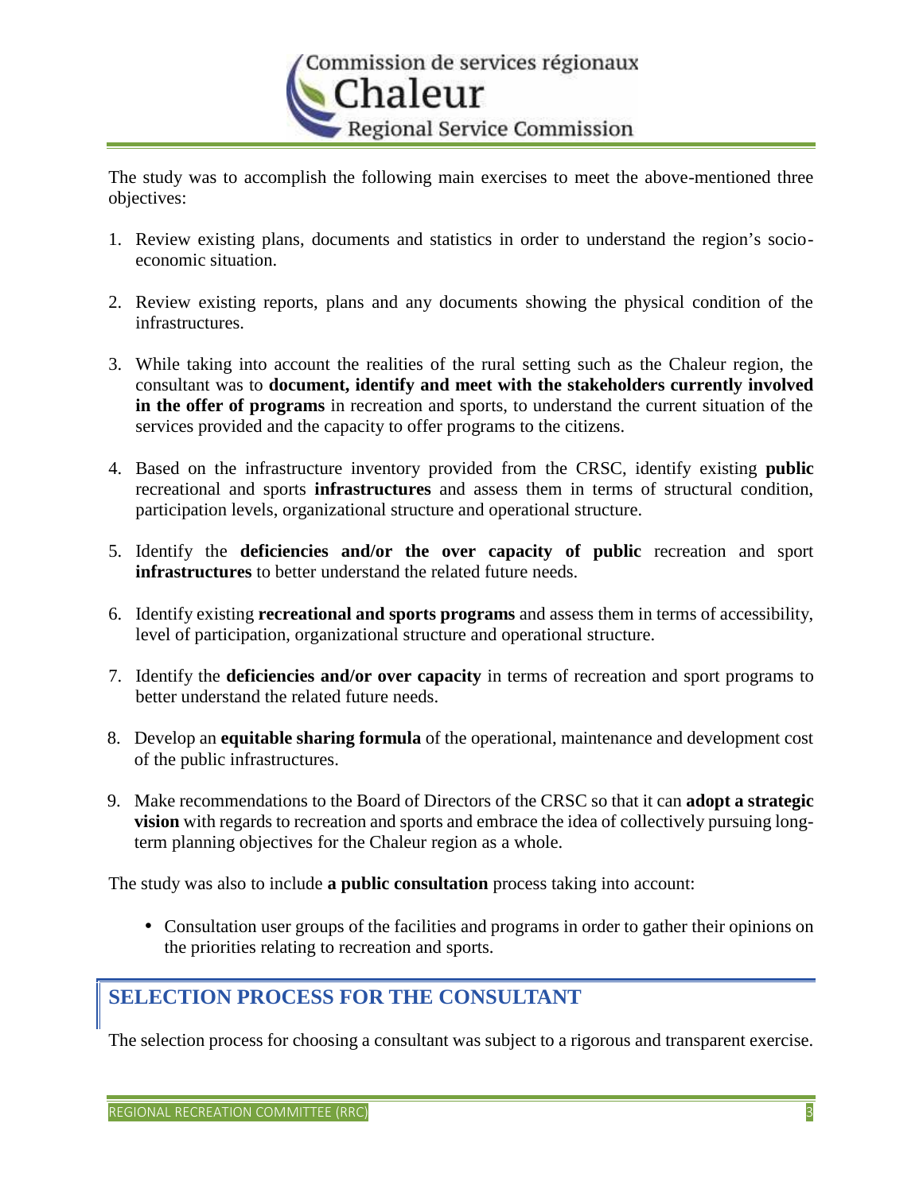The study was to accomplish the following main exercises to meet the above-mentioned three objectives:

1. Review existing plans, documents and statistics in order to understand the region's socio-economic situation.

2. Review existing reports, plans and any documents showing the physical condition of the infrastructures.

3. While taking into account the realities of the rural setting such as the Chaleur region, the consultant was to **document, identify and meet with the stakeholders currently involved in the offer of programs** in recreation and sports, to understand the current situation of the services provided and the capacity to offer programs to the citizens.

4. Based on the infrastructure inventory provided from the CRSC, identify existing **public** recreational and sports **infrastructures** and assess them in terms of structural condition, participation levels, organizational structure and operational structure.

5. Identify the **deficiencies and/or the over capacity of public** recreation and sport **infrastructures** to better understand the related future needs.

6. Identify existing **recreational and sports programs** and assess them in terms of accessibility, level of participation, organizational structure and operational structure.

7. Identify the **deficiencies and/or over capacity** in terms of recreation and sport programs to better understand the related future needs.

8. Develop an **equitable sharing formula** of the operational, maintenance and development cost of the public infrastructures.

9. Make recommendations to the Board of Directors of the CRSC so that it can **adopt a strategic vision** with regards to recreation and sports and embrace the idea of collectively pursuing long-term planning objectives for the Chaleur region as a whole.

The study was also to include **a public consultation** process taking into account:

- Consultation user groups of the facilities and programs in order to gather their opinions on the priorities relating to recreation and sports.

## SELECTION PROCESS FOR THE CONSULTANT

The selection process for choosing a consultant was subject to a rigorous and transparent exercise.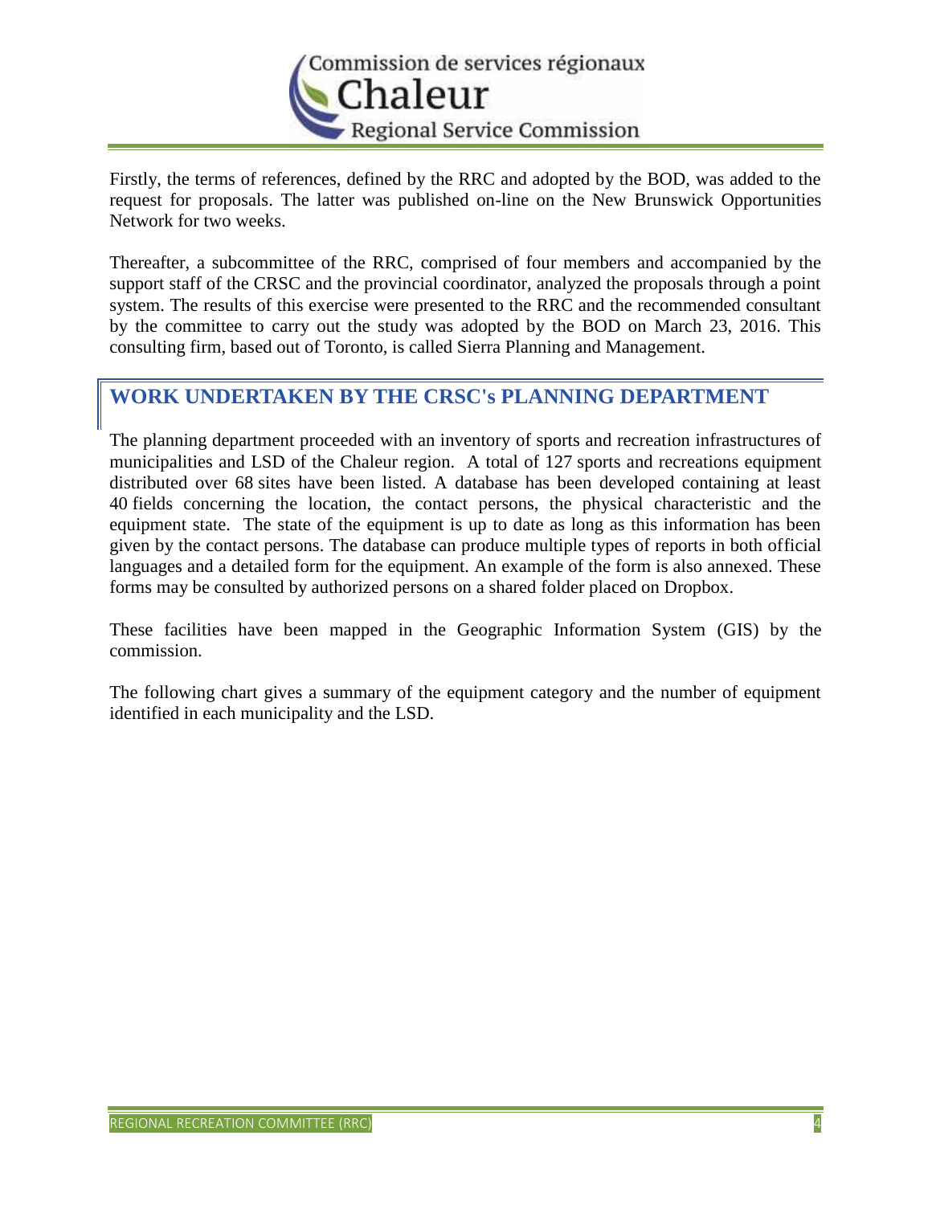Firstly, the terms of references, defined by the RRC and adopted by the BOD, was added to the request for proposals. The latter was published on-line on the New Brunswick Opportunities Network for two weeks.

Thereafter, a subcommittee of the RRC, comprised of four members and accompanied by the support staff of the CRSC and the provincial coordinator, analyzed the proposals through a point system. The results of this exercise were presented to the RRC and the recommended consultant by the committee to carry out the study was adopted by the BOD on March 23, 2016. This consulting firm, based out of Toronto, is called Sierra Planning and Management.

## WORK UNDERTAKEN BY THE CRSC's PLANNING DEPARTMENT

The planning department proceeded with an inventory of sports and recreation infrastructures of municipalities and LSD of the Chaleur region. A total of 127 sports and recreations equipment distributed over 68 sites have been listed. A database has been developed containing at least 40 fields concerning the location, the contact persons, the physical characteristic and the equipment state. The state of the equipment is up to date as long as this information has been given by the contact persons. The database can produce multiple types of reports in both official languages and a detailed form for the equipment. An example of the form is also annexed. These forms may be consulted by authorized persons on a shared folder placed on Dropbox.

These facilities have been mapped in the Geographic Information System (GIS) by the commission.

The following chart gives a summary of the equipment category and the number of equipment identified in each municipality and the LSD.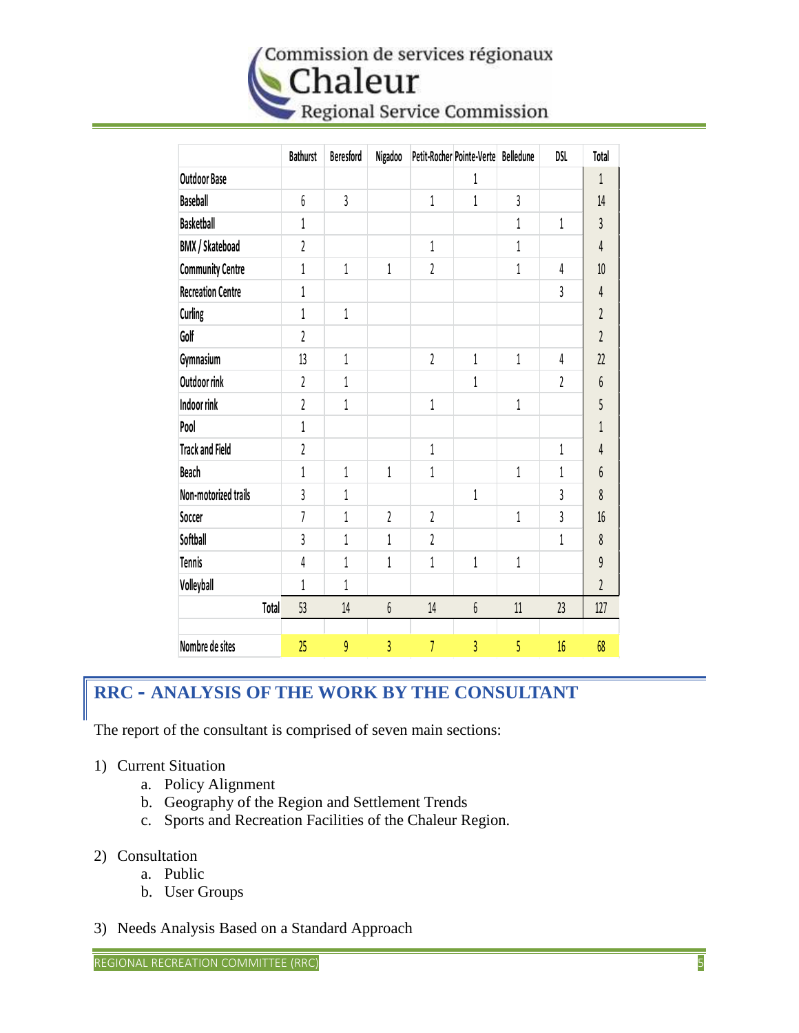| | Bathurst | Beresford | Nigadoo | Petit-Rocher | Pointe-Verte | Belledune | DSL | Total |
|---|---|---|---|---|---|---|---|---|
| Outdoor Base | | | | | 1 | | | 1 |
| Baseball | 6 | 3 | | 1 | 1 | 3 | | 14 |
| Basketball | 1 | | | | | 1 | 1 | 3 |
| BMX / Skateboad | 2 | | | 1 | | 1 | | 4 |
| Community Centre | 1 | 1 | 1 | 2 | | 1 | 4 | 10 |
| Recreation Centre | 1 | | | | | | 3 | 4 |
| Curling | 1 | 1 | | | | | | 2 |
| Golf | 2 | | | | | | | 2 |
| Gymnasium | 13 | 1 | | 2 | 1 | 1 | 4 | 22 |
| Outdoor rink | 2 | 1 | | | 1 | | 2 | 6 |
| Indoor rink | 2 | 1 | | 1 | | 1 | | 5 |
| Pool | 1 | | | | | | | 1 |
| Track and Field | 2 | | | 1 | | | 1 | 4 |
| Beach | 1 | 1 | 1 | 1 | | 1 | 1 | 6 |
| Non-motorized trails | 3 | 1 | | | 1 | | 3 | 8 |
| Soccer | 7 | 1 | 2 | 2 | | 1 | 3 | 16 |
| Softball | 3 | 1 | 1 | 2 | | | 1 | 8 |
| Tennis | 4 | 1 | 1 | 1 | 1 | 1 | | 9 |
| Volleyball | 1 | 1 | | | | | | 2 |
| Total | 53 | 14 | 6 | 14 | 6 | 11 | 23 | 127 |
| | | | | | | | | |
| Nombre de sites | 25 | 9 | 3 | 7 | 3 | 5 | 16 | 68 |

## RRC - ANALYSIS OF THE WORK BY THE CONSULTANT

The report of the consultant is comprised of seven main sections:

1) Current Situation
   a. Policy Alignment
   b. Geography of the Region and Settlement Trends
   c. Sports and Recreation Facilities of the Chaleur Region.

2) Consultation
   a. Public
   b. User Groups

3) Needs Analysis Based on a Standard Approach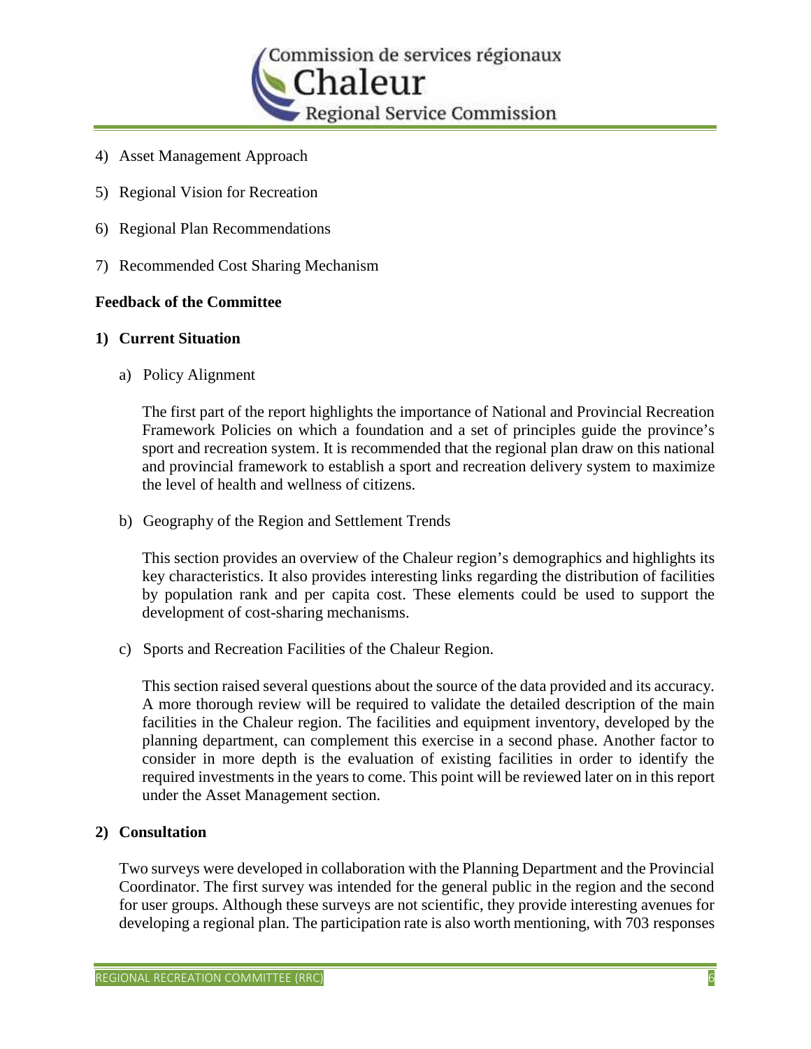4) Asset Management Approach

5) Regional Vision for Recreation

6) Regional Plan Recommendations

7) Recommended Cost Sharing Mechanism

**Feedback of the Committee**

**1) Current Situation**

a) Policy Alignment

The first part of the report highlights the importance of National and Provincial Recreation Framework Policies on which a foundation and a set of principles guide the province's sport and recreation system. It is recommended that the regional plan draw on this national and provincial framework to establish a sport and recreation delivery system to maximize the level of health and wellness of citizens.

b) Geography of the Region and Settlement Trends

This section provides an overview of the Chaleur region's demographics and highlights its key characteristics. It also provides interesting links regarding the distribution of facilities by population rank and per capita cost. These elements could be used to support the development of cost-sharing mechanisms.

c) Sports and Recreation Facilities of the Chaleur Region.

This section raised several questions about the source of the data provided and its accuracy. A more thorough review will be required to validate the detailed description of the main facilities in the Chaleur region. The facilities and equipment inventory, developed by the planning department, can complement this exercise in a second phase. Another factor to consider in more depth is the evaluation of existing facilities in order to identify the required investments in the years to come. This point will be reviewed later on in this report under the Asset Management section.

**2) Consultation**

Two surveys were developed in collaboration with the Planning Department and the Provincial Coordinator. The first survey was intended for the general public in the region and the second for user groups. Although these surveys are not scientific, they provide interesting avenues for developing a regional plan. The participation rate is also worth mentioning, with 703 responses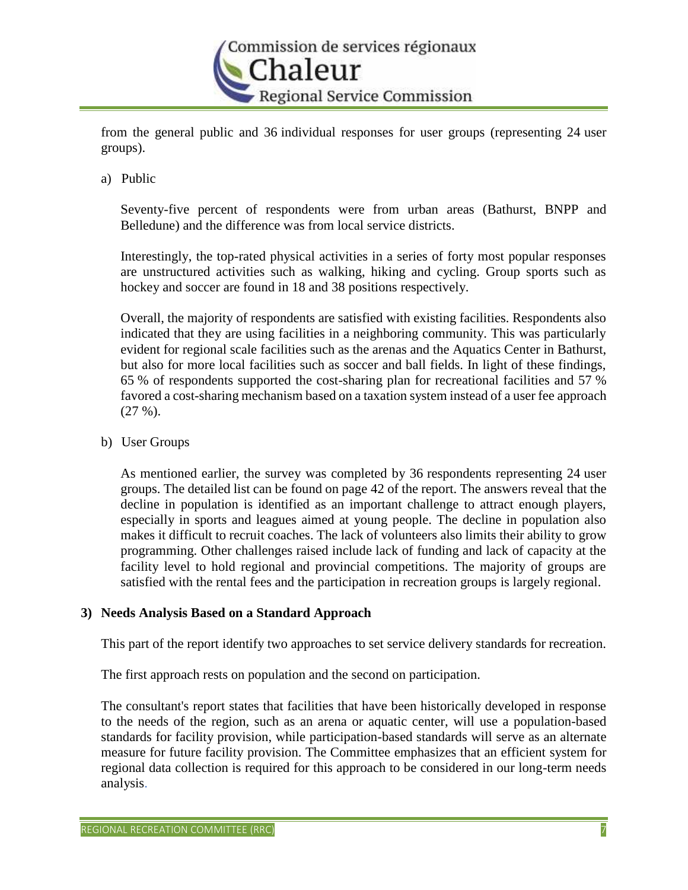from the general public and 36 individual responses for user groups (representing 24 user groups).

a) Public

Seventy-five percent of respondents were from urban areas (Bathurst, BNPP and Belledune) and the difference was from local service districts.

Interestingly, the top-rated physical activities in a series of forty most popular responses are unstructured activities such as walking, hiking and cycling. Group sports such as hockey and soccer are found in 18 and 38 positions respectively.

Overall, the majority of respondents are satisfied with existing facilities. Respondents also indicated that they are using facilities in a neighboring community. This was particularly evident for regional scale facilities such as the arenas and the Aquatics Center in Bathurst, but also for more local facilities such as soccer and ball fields. In light of these findings, 65 % of respondents supported the cost-sharing plan for recreational facilities and 57 % favored a cost-sharing mechanism based on a taxation system instead of a user fee approach (27 %).

b) User Groups

As mentioned earlier, the survey was completed by 36 respondents representing 24 user groups. The detailed list can be found on page 42 of the report. The answers reveal that the decline in population is identified as an important challenge to attract enough players, especially in sports and leagues aimed at young people. The decline in population also makes it difficult to recruit coaches. The lack of volunteers also limits their ability to grow programming. Other challenges raised include lack of funding and lack of capacity at the facility level to hold regional and provincial competitions. The majority of groups are satisfied with the rental fees and the participation in recreation groups is largely regional.

## 3) Needs Analysis Based on a Standard Approach

This part of the report identify two approaches to set service delivery standards for recreation.

The first approach rests on population and the second on participation.

The consultant's report states that facilities that have been historically developed in response to the needs of the region, such as an arena or aquatic center, will use a population-based standards for facility provision, while participation-based standards will serve as an alternate measure for future facility provision. The Committee emphasizes that an efficient system for regional data collection is required for this approach to be considered in our long-term needs analysis.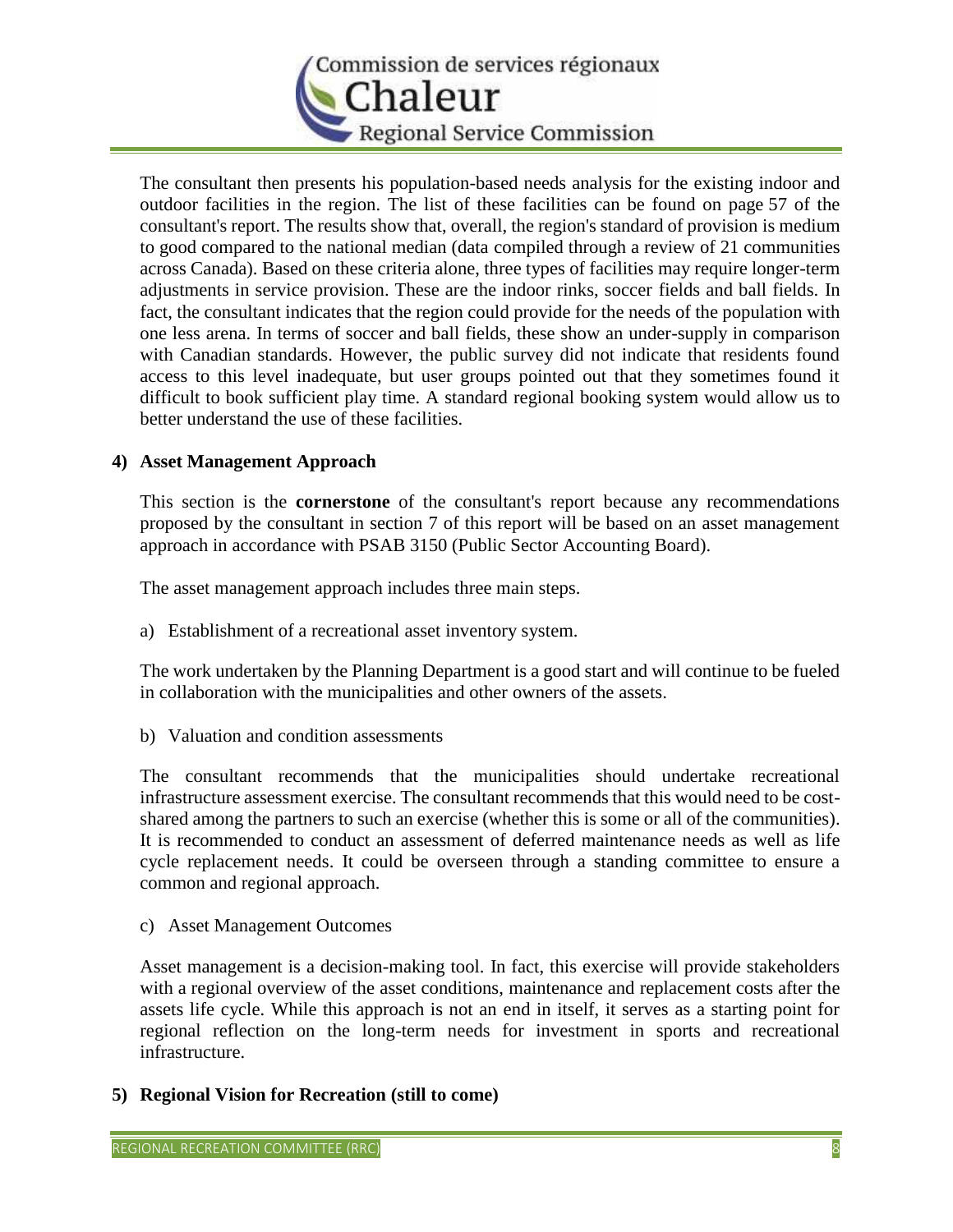The consultant then presents his population-based needs analysis for the existing indoor and outdoor facilities in the region. The list of these facilities can be found on page 57 of the consultant's report. The results show that, overall, the region's standard of provision is medium to good compared to the national median (data compiled through a review of 21 communities across Canada). Based on these criteria alone, three types of facilities may require longer-term adjustments in service provision. These are the indoor rinks, soccer fields and ball fields. In fact, the consultant indicates that the region could provide for the needs of the population with one less arena. In terms of soccer and ball fields, these show an under-supply in comparison with Canadian standards. However, the public survey did not indicate that residents found access to this level inadequate, but user groups pointed out that they sometimes found it difficult to book sufficient play time. A standard regional booking system would allow us to better understand the use of these facilities.

### 4) Asset Management Approach

This section is the **cornerstone** of the consultant's report because any recommendations proposed by the consultant in section 7 of this report will be based on an asset management approach in accordance with PSAB 3150 (Public Sector Accounting Board).

The asset management approach includes three main steps.

a) Establishment of a recreational asset inventory system.

The work undertaken by the Planning Department is a good start and will continue to be fueled in collaboration with the municipalities and other owners of the assets.

b) Valuation and condition assessments

The consultant recommends that the municipalities should undertake recreational infrastructure assessment exercise. The consultant recommends that this would need to be cost-shared among the partners to such an exercise (whether this is some or all of the communities). It is recommended to conduct an assessment of deferred maintenance needs as well as life cycle replacement needs. It could be overseen through a standing committee to ensure a common and regional approach.

c) Asset Management Outcomes

Asset management is a decision-making tool. In fact, this exercise will provide stakeholders with a regional overview of the asset conditions, maintenance and replacement costs after the assets life cycle. While this approach is not an end in itself, it serves as a starting point for regional reflection on the long-term needs for investment in sports and recreational infrastructure.

### 5) Regional Vision for Recreation (still to come)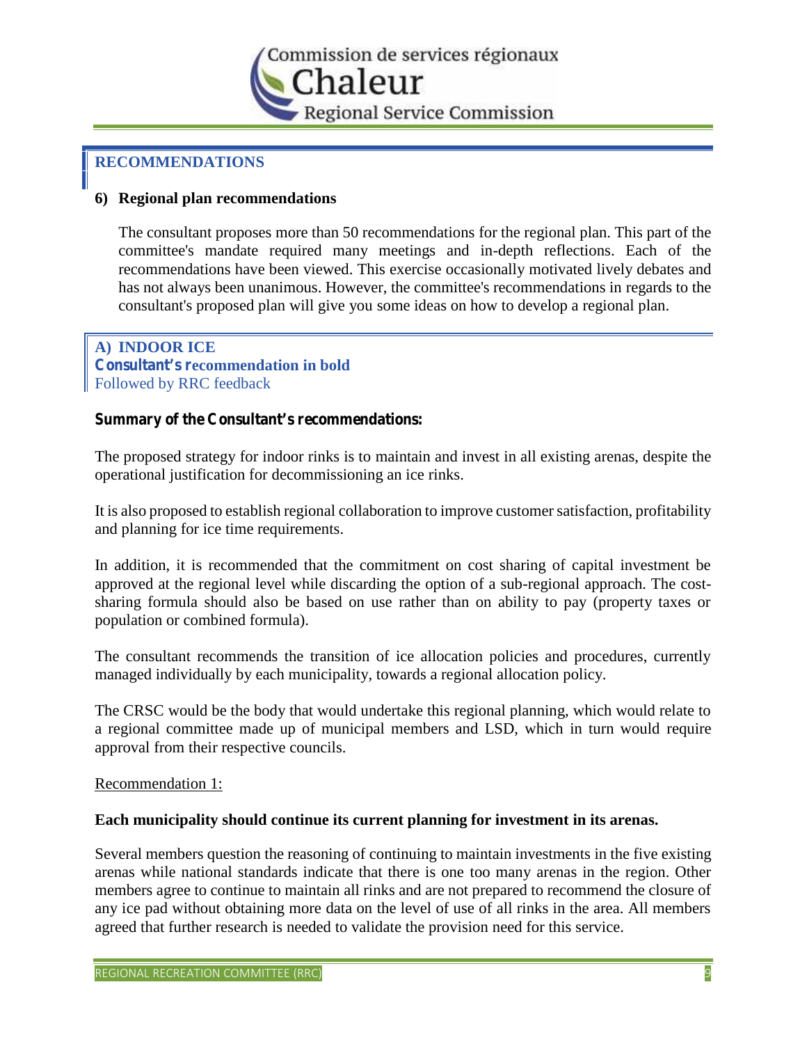## RECOMMENDATIONS

### 6) Regional plan recommendations

The consultant proposes more than 50 recommendations for the regional plan. This part of the committee's mandate required many meetings and in-depth reflections. Each of the recommendations have been viewed. This exercise occasionally motivated lively debates and has not always been unanimous. However, the committee's recommendations in regards to the consultant's proposed plan will give you some ideas on how to develop a regional plan.

### A) INDOOR ICE

**Consultant's recommendation in bold**
Followed by RRC feedback

**Summary of the Consultant's recommendations:**

The proposed strategy for indoor rinks is to maintain and invest in all existing arenas, despite the operational justification for decommissioning an ice rinks.

It is also proposed to establish regional collaboration to improve customer satisfaction, profitability and planning for ice time requirements.

In addition, it is recommended that the commitment on cost sharing of capital investment be approved at the regional level while discarding the option of a sub-regional approach. The cost-sharing formula should also be based on use rather than on ability to pay (property taxes or population or combined formula).

The consultant recommends the transition of ice allocation policies and procedures, currently managed individually by each municipality, towards a regional allocation policy.

The CRSC would be the body that would undertake this regional planning, which would relate to a regional committee made up of municipal members and LSD, which in turn would require approval from their respective councils.

Recommendation 1:

**Each municipality should continue its current planning for investment in its arenas.**

Several members question the reasoning of continuing to maintain investments in the five existing arenas while national standards indicate that there is one too many arenas in the region. Other members agree to continue to maintain all rinks and are not prepared to recommend the closure of any ice pad without obtaining more data on the level of use of all rinks in the area. All members agreed that further research is needed to validate the provision need for this service.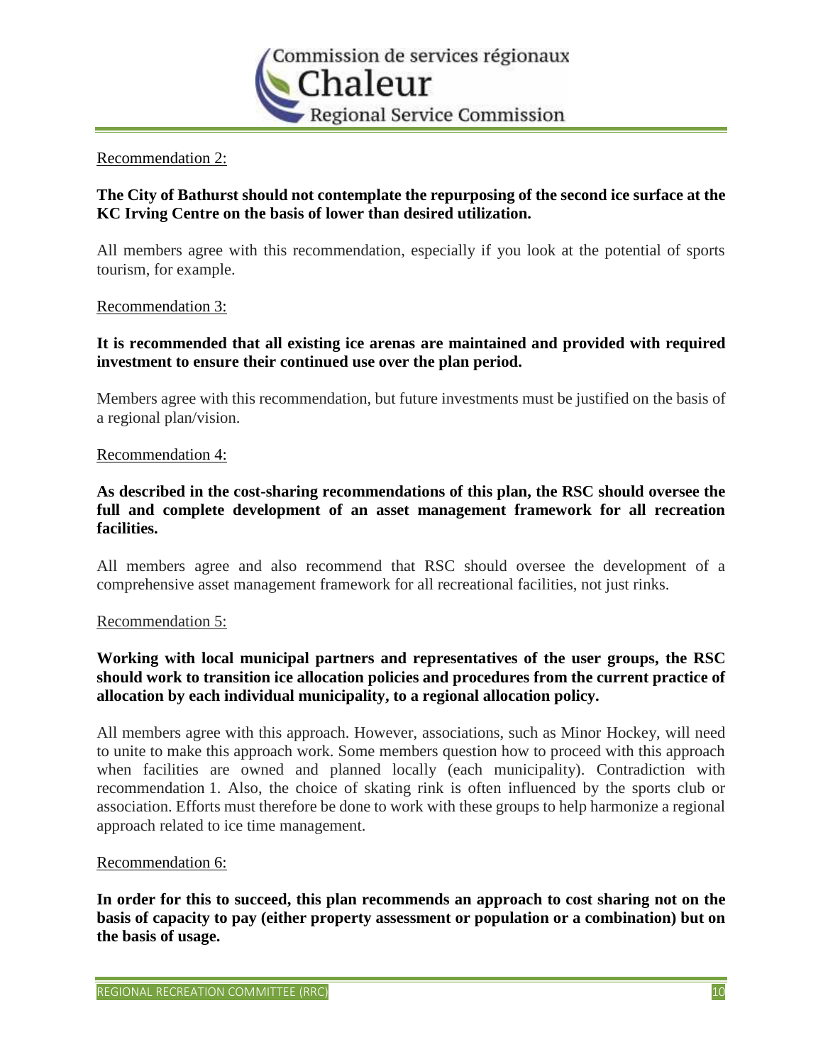Recommendation 2:

**The City of Bathurst should not contemplate the repurposing of the second ice surface at the KC Irving Centre on the basis of lower than desired utilization.**

All members agree with this recommendation, especially if you look at the potential of sports tourism, for example.

Recommendation 3:

**It is recommended that all existing ice arenas are maintained and provided with required investment to ensure their continued use over the plan period.**

Members agree with this recommendation, but future investments must be justified on the basis of a regional plan/vision.

Recommendation 4:

**As described in the cost-sharing recommendations of this plan, the RSC should oversee the full and complete development of an asset management framework for all recreation facilities.**

All members agree and also recommend that RSC should oversee the development of a comprehensive asset management framework for all recreational facilities, not just rinks.

Recommendation 5:

**Working with local municipal partners and representatives of the user groups, the RSC should work to transition ice allocation policies and procedures from the current practice of allocation by each individual municipality, to a regional allocation policy.**

All members agree with this approach. However, associations, such as Minor Hockey, will need to unite to make this approach work. Some members question how to proceed with this approach when facilities are owned and planned locally (each municipality). Contradiction with recommendation 1. Also, the choice of skating rink is often influenced by the sports club or association. Efforts must therefore be done to work with these groups to help harmonize a regional approach related to ice time management.

Recommendation 6:

**In order for this to succeed, this plan recommends an approach to cost sharing not on the basis of capacity to pay (either property assessment or population or a combination) but on the basis of usage.**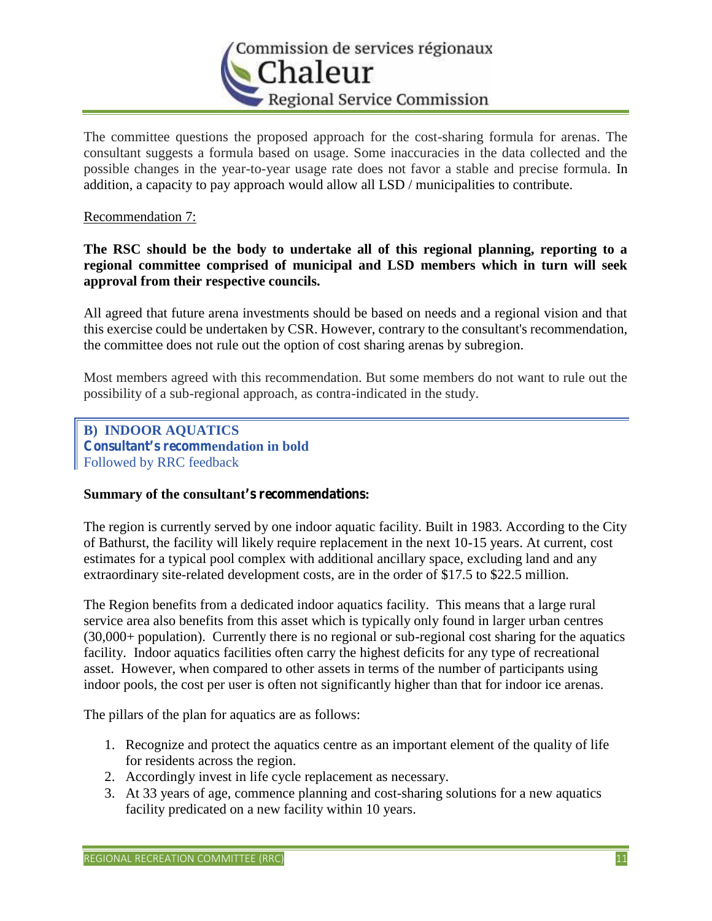The committee questions the proposed approach for the cost-sharing formula for arenas. The consultant suggests a formula based on usage. Some inaccuracies in the data collected and the possible changes in the year-to-year usage rate does not favor a stable and precise formula. In addition, a capacity to pay approach would allow all LSD / municipalities to contribute.

Recommendation 7:

**The RSC should be the body to undertake all of this regional planning, reporting to a regional committee comprised of municipal and LSD members which in turn will seek approval from their respective councils.**

All agreed that future arena investments should be based on needs and a regional vision and that this exercise could be undertaken by CSR. However, contrary to the consultant's recommendation, the committee does not rule out the option of cost sharing arenas by subregion.

Most members agreed with this recommendation. But some members do not want to rule out the possibility of a sub-regional approach, as contra-indicated in the study.

## B) INDOOR AQUATICS

**Consultant's recommendation in bold**
Followed by RRC feedback

**Summary of the consultant's recommendations:**

The region is currently served by one indoor aquatic facility. Built in 1983. According to the City of Bathurst, the facility will likely require replacement in the next 10-15 years. At current, cost estimates for a typical pool complex with additional ancillary space, excluding land and any extraordinary site-related development costs, are in the order of $17.5 to $22.5 million.

The Region benefits from a dedicated indoor aquatics facility. This means that a large rural service area also benefits from this asset which is typically only found in larger urban centres (30,000+ population). Currently there is no regional or sub-regional cost sharing for the aquatics facility. Indoor aquatics facilities often carry the highest deficits for any type of recreational asset. However, when compared to other assets in terms of the number of participants using indoor pools, the cost per user is often not significantly higher than that for indoor ice arenas.

The pillars of the plan for aquatics are as follows:

1. Recognize and protect the aquatics centre as an important element of the quality of life for residents across the region.
2. Accordingly invest in life cycle replacement as necessary.
3. At 33 years of age, commence planning and cost-sharing solutions for a new aquatics facility predicated on a new facility within 10 years.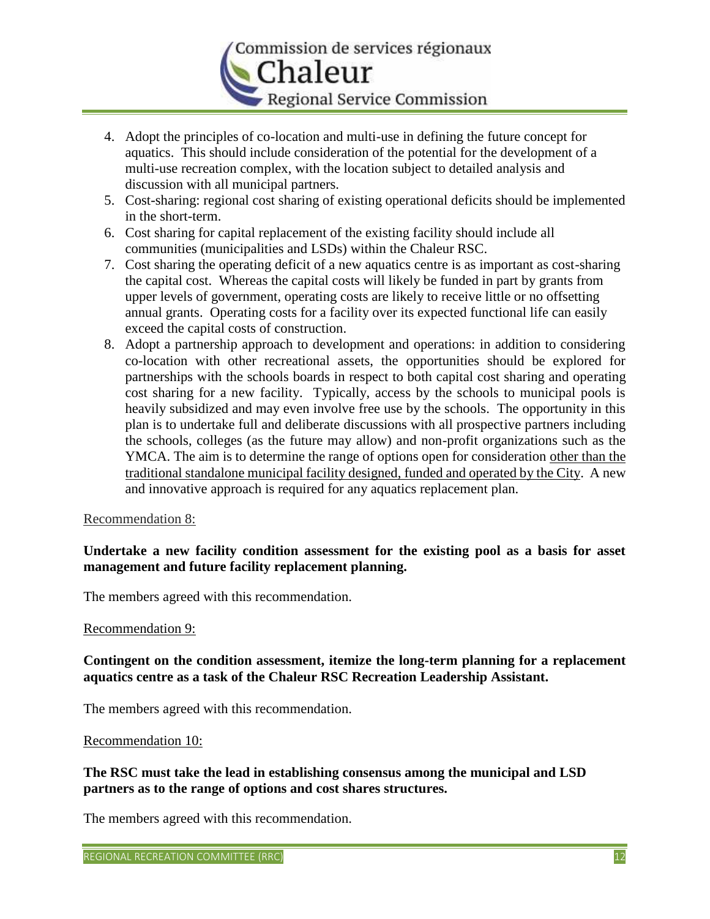4. Adopt the principles of co-location and multi-use in defining the future concept for aquatics. This should include consideration of the potential for the development of a multi-use recreation complex, with the location subject to detailed analysis and discussion with all municipal partners.
5. Cost-sharing: regional cost sharing of existing operational deficits should be implemented in the short-term.
6. Cost sharing for capital replacement of the existing facility should include all communities (municipalities and LSDs) within the Chaleur RSC.
7. Cost sharing the operating deficit of a new aquatics centre is as important as cost-sharing the capital cost. Whereas the capital costs will likely be funded in part by grants from upper levels of government, operating costs are likely to receive little or no offsetting annual grants. Operating costs for a facility over its expected functional life can easily exceed the capital costs of construction.
8. Adopt a partnership approach to development and operations: in addition to considering co-location with other recreational assets, the opportunities should be explored for partnerships with the schools boards in respect to both capital cost sharing and operating cost sharing for a new facility. Typically, access by the schools to municipal pools is heavily subsidized and may even involve free use by the schools. The opportunity in this plan is to undertake full and deliberate discussions with all prospective partners including the schools, colleges (as the future may allow) and non-profit organizations such as the YMCA. The aim is to determine the range of options open for consideration other than the traditional standalone municipal facility designed, funded and operated by the City. A new and innovative approach is required for any aquatics replacement plan.

Recommendation 8:

**Undertake a new facility condition assessment for the existing pool as a basis for asset management and future facility replacement planning.**

The members agreed with this recommendation.

Recommendation 9:

**Contingent on the condition assessment, itemize the long-term planning for a replacement aquatics centre as a task of the Chaleur RSC Recreation Leadership Assistant.**

The members agreed with this recommendation.

Recommendation 10:

**The RSC must take the lead in establishing consensus among the municipal and LSD partners as to the range of options and cost shares structures.**

The members agreed with this recommendation.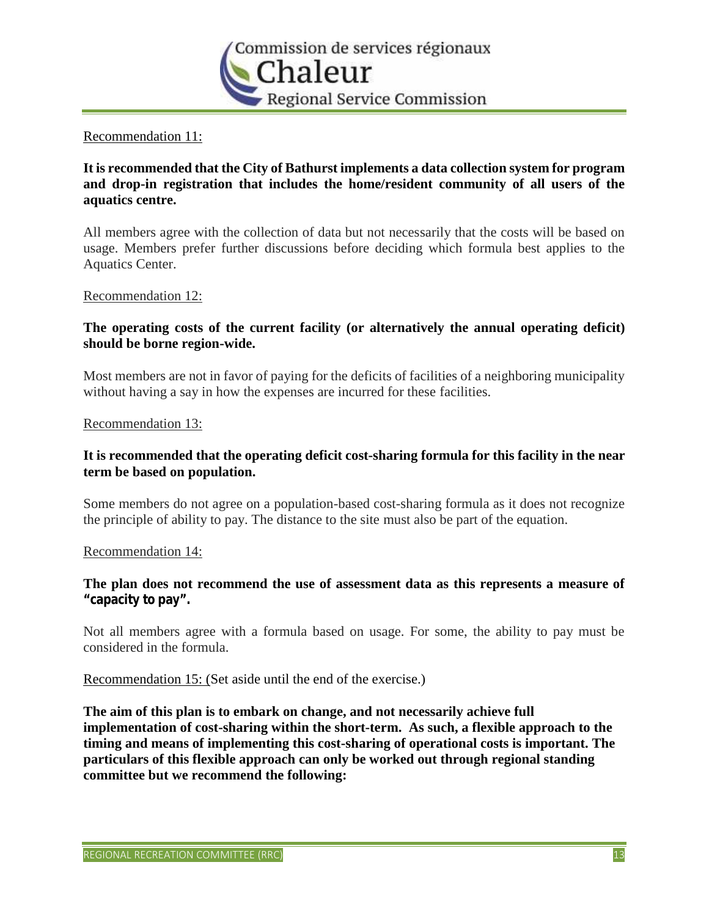Recommendation 11:

**It is recommended that the City of Bathurst implements a data collection system for program and drop-in registration that includes the home/resident community of all users of the aquatics centre.**

All members agree with the collection of data but not necessarily that the costs will be based on usage. Members prefer further discussions before deciding which formula best applies to the Aquatics Center.

Recommendation 12:

**The operating costs of the current facility (or alternatively the annual operating deficit) should be borne region-wide.**

Most members are not in favor of paying for the deficits of facilities of a neighboring municipality without having a say in how the expenses are incurred for these facilities.

Recommendation 13:

**It is recommended that the operating deficit cost-sharing formula for this facility in the near term be based on population.**

Some members do not agree on a population-based cost-sharing formula as it does not recognize the principle of ability to pay. The distance to the site must also be part of the equation.

Recommendation 14:

**The plan does not recommend the use of assessment data as this represents a measure of "capacity to pay".**

Not all members agree with a formula based on usage. For some, the ability to pay must be considered in the formula.

Recommendation 15: (Set aside until the end of the exercise.)

**The aim of this plan is to embark on change, and not necessarily achieve full implementation of cost-sharing within the short-term. As such, a flexible approach to the timing and means of implementing this cost-sharing of operational costs is important. The particulars of this flexible approach can only be worked out through regional standing committee but we recommend the following:**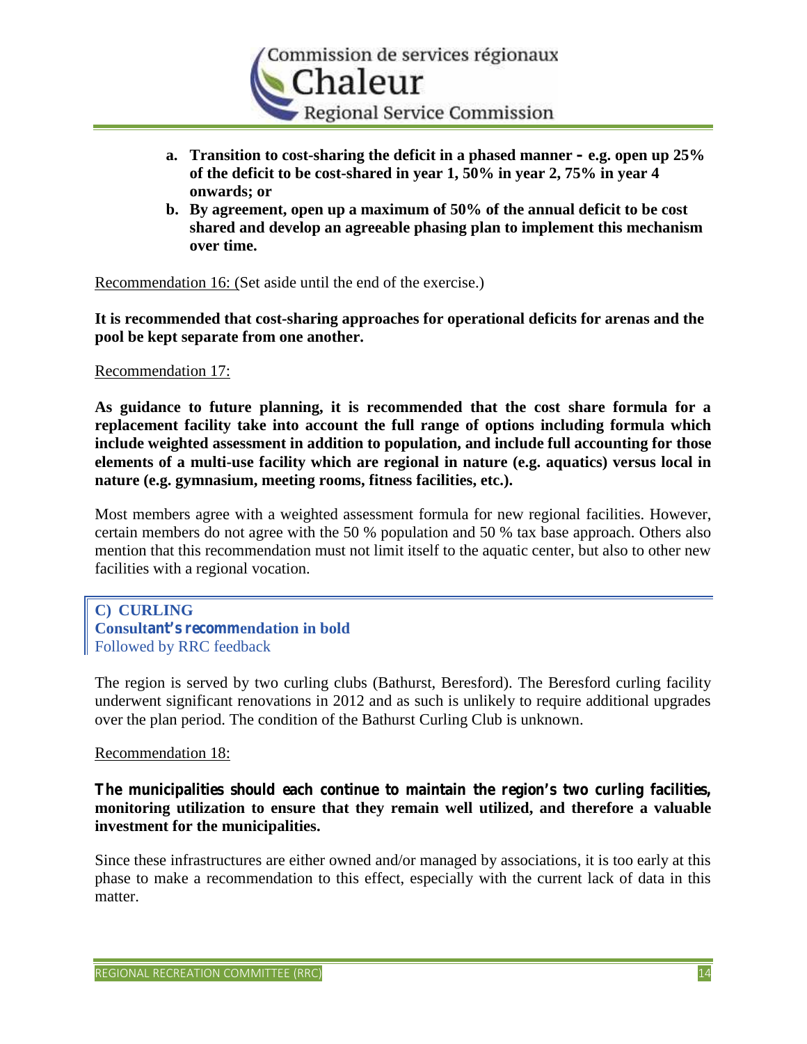a. **Transition to cost-sharing the deficit in a phased manner – e.g. open up 25% of the deficit to be cost-shared in year 1, 50% in year 2, 75% in year 4 onwards; or**
b. **By agreement, open up a maximum of 50% of the annual deficit to be cost shared and develop an agreeable phasing plan to implement this mechanism over time.**

Recommendation 16: (Set aside until the end of the exercise.)

**It is recommended that cost-sharing approaches for operational deficits for arenas and the pool be kept separate from one another.**

Recommendation 17:

**As guidance to future planning, it is recommended that the cost share formula for a replacement facility take into account the full range of options including formula which include weighted assessment in addition to population, and include full accounting for those elements of a multi-use facility which are regional in nature (e.g. aquatics) versus local in nature (e.g. gymnasium, meeting rooms, fitness facilities, etc.).**

Most members agree with a weighted assessment formula for new regional facilities. However, certain members do not agree with the 50 % population and 50 % tax base approach. Others also mention that this recommendation must not limit itself to the aquatic center, but also to other new facilities with a regional vocation.

## C) CURLING

**Consultant's recommendation in bold**
Followed by RRC feedback

The region is served by two curling clubs (Bathurst, Beresford). The Beresford curling facility underwent significant renovations in 2012 and as such is unlikely to require additional upgrades over the plan period. The condition of the Bathurst Curling Club is unknown.

Recommendation 18:

**The municipalities should each continue to maintain the region's two curling facilities, monitoring utilization to ensure that they remain well utilized, and therefore a valuable investment for the municipalities.**

Since these infrastructures are either owned and/or managed by associations, it is too early at this phase to make a recommendation to this effect, especially with the current lack of data in this matter.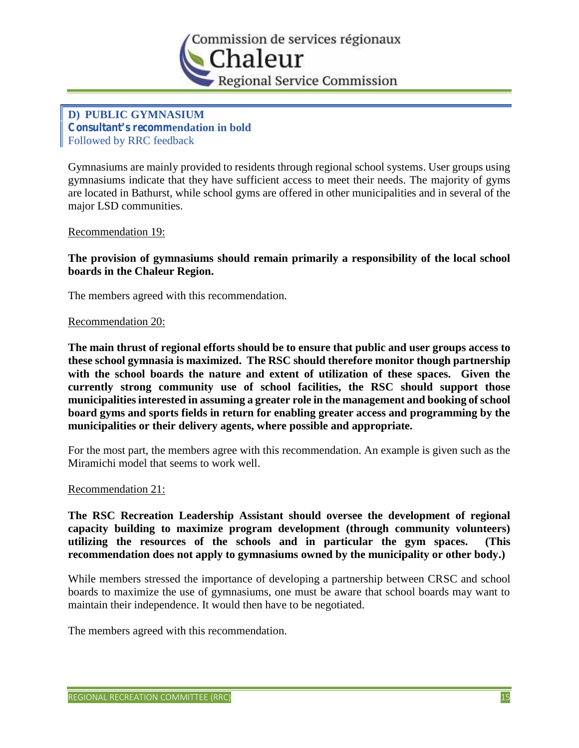## D) PUBLIC GYMNASIUM

**Consultant's recommendation in bold**

Followed by RRC feedback

Gymnasiums are mainly provided to residents through regional school systems. User groups using gymnasiums indicate that they have sufficient access to meet their needs. The majority of gyms are located in Bathurst, while school gyms are offered in other municipalities and in several of the major LSD communities.

Recommendation 19:

**The provision of gymnasiums should remain primarily a responsibility of the local school boards in the Chaleur Region.**

The members agreed with this recommendation.

Recommendation 20:

**The main thrust of regional efforts should be to ensure that public and user groups access to these school gymnasia is maximized. The RSC should therefore monitor though partnership with the school boards the nature and extent of utilization of these spaces. Given the currently strong community use of school facilities, the RSC should support those municipalities interested in assuming a greater role in the management and booking of school board gyms and sports fields in return for enabling greater access and programming by the municipalities or their delivery agents, where possible and appropriate.**

For the most part, the members agree with this recommendation. An example is given such as the Miramichi model that seems to work well.

Recommendation 21:

**The RSC Recreation Leadership Assistant should oversee the development of regional capacity building to maximize program development (through community volunteers) utilizing the resources of the schools and in particular the gym spaces. (This recommendation does not apply to gymnasiums owned by the municipality or other body.)**

While members stressed the importance of developing a partnership between CRSC and school boards to maximize the use of gymnasiums, one must be aware that school boards may want to maintain their independence. It would then have to be negotiated.

The members agreed with this recommendation.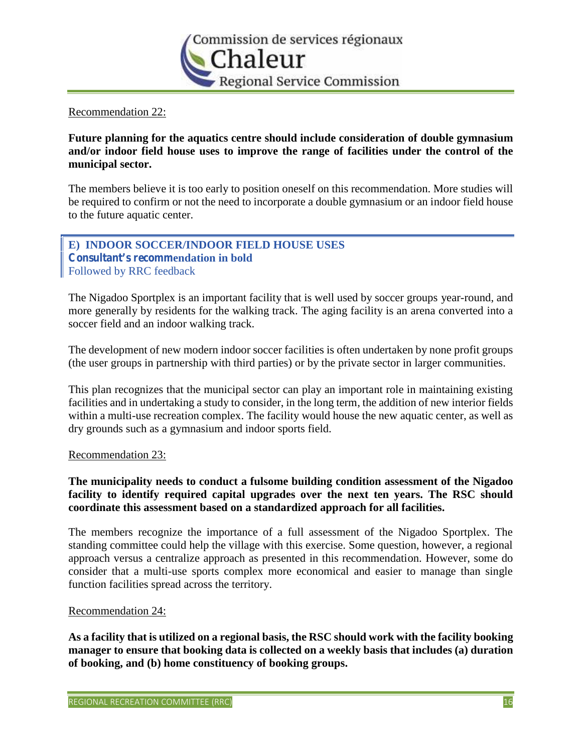Recommendation 22:

**Future planning for the aquatics centre should include consideration of double gymnasium and/or indoor field house uses to improve the range of facilities under the control of the municipal sector.**

The members believe it is too early to position oneself on this recommendation. More studies will be required to confirm or not the need to incorporate a double gymnasium or an indoor field house to the future aquatic center.

## E) INDOOR SOCCER/INDOOR FIELD HOUSE USES

**Consultant's recommendation in bold**
Followed by RRC feedback

The Nigadoo Sportplex is an important facility that is well used by soccer groups year-round, and more generally by residents for the walking track. The aging facility is an arena converted into a soccer field and an indoor walking track.

The development of new modern indoor soccer facilities is often undertaken by none profit groups (the user groups in partnership with third parties) or by the private sector in larger communities.

This plan recognizes that the municipal sector can play an important role in maintaining existing facilities and in undertaking a study to consider, in the long term, the addition of new interior fields within a multi-use recreation complex. The facility would house the new aquatic center, as well as dry grounds such as a gymnasium and indoor sports field.

Recommendation 23:

**The municipality needs to conduct a fulsome building condition assessment of the Nigadoo facility to identify required capital upgrades over the next ten years. The RSC should coordinate this assessment based on a standardized approach for all facilities.**

The members recognize the importance of a full assessment of the Nigadoo Sportplex. The standing committee could help the village with this exercise. Some question, however, a regional approach versus a centralize approach as presented in this recommendation. However, some do consider that a multi-use sports complex more economical and easier to manage than single function facilities spread across the territory.

Recommendation 24:

**As a facility that is utilized on a regional basis, the RSC should work with the facility booking manager to ensure that booking data is collected on a weekly basis that includes (a) duration of booking, and (b) home constituency of booking groups.**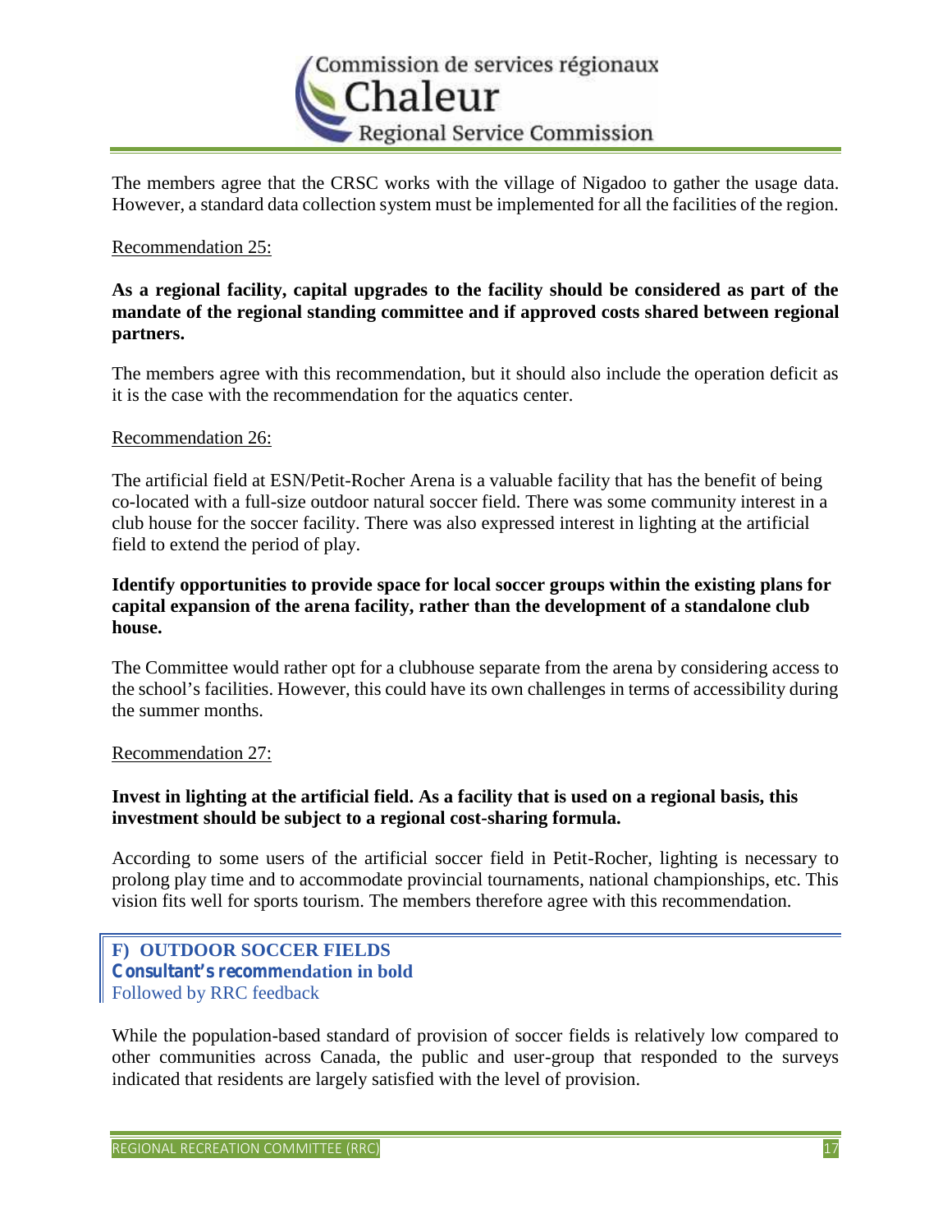The members agree that the CRSC works with the village of Nigadoo to gather the usage data. However, a standard data collection system must be implemented for all the facilities of the region.

Recommendation 25:

**As a regional facility, capital upgrades to the facility should be considered as part of the mandate of the regional standing committee and if approved costs shared between regional partners.**

The members agree with this recommendation, but it should also include the operation deficit as it is the case with the recommendation for the aquatics center.

Recommendation 26:

The artificial field at ESN/Petit-Rocher Arena is a valuable facility that has the benefit of being co-located with a full-size outdoor natural soccer field. There was some community interest in a club house for the soccer facility. There was also expressed interest in lighting at the artificial field to extend the period of play.

**Identify opportunities to provide space for local soccer groups within the existing plans for capital expansion of the arena facility, rather than the development of a standalone club house.**

The Committee would rather opt for a clubhouse separate from the arena by considering access to the school's facilities. However, this could have its own challenges in terms of accessibility during the summer months.

Recommendation 27:

**Invest in lighting at the artificial field. As a facility that is used on a regional basis, this investment should be subject to a regional cost-sharing formula.**

According to some users of the artificial soccer field in Petit-Rocher, lighting is necessary to prolong play time and to accommodate provincial tournaments, national championships, etc. This vision fits well for sports tourism. The members therefore agree with this recommendation.

## F) OUTDOOR SOCCER FIELDS

**Consultant's recommendation in bold**

Followed by RRC feedback

While the population-based standard of provision of soccer fields is relatively low compared to other communities across Canada, the public and user-group that responded to the surveys indicated that residents are largely satisfied with the level of provision.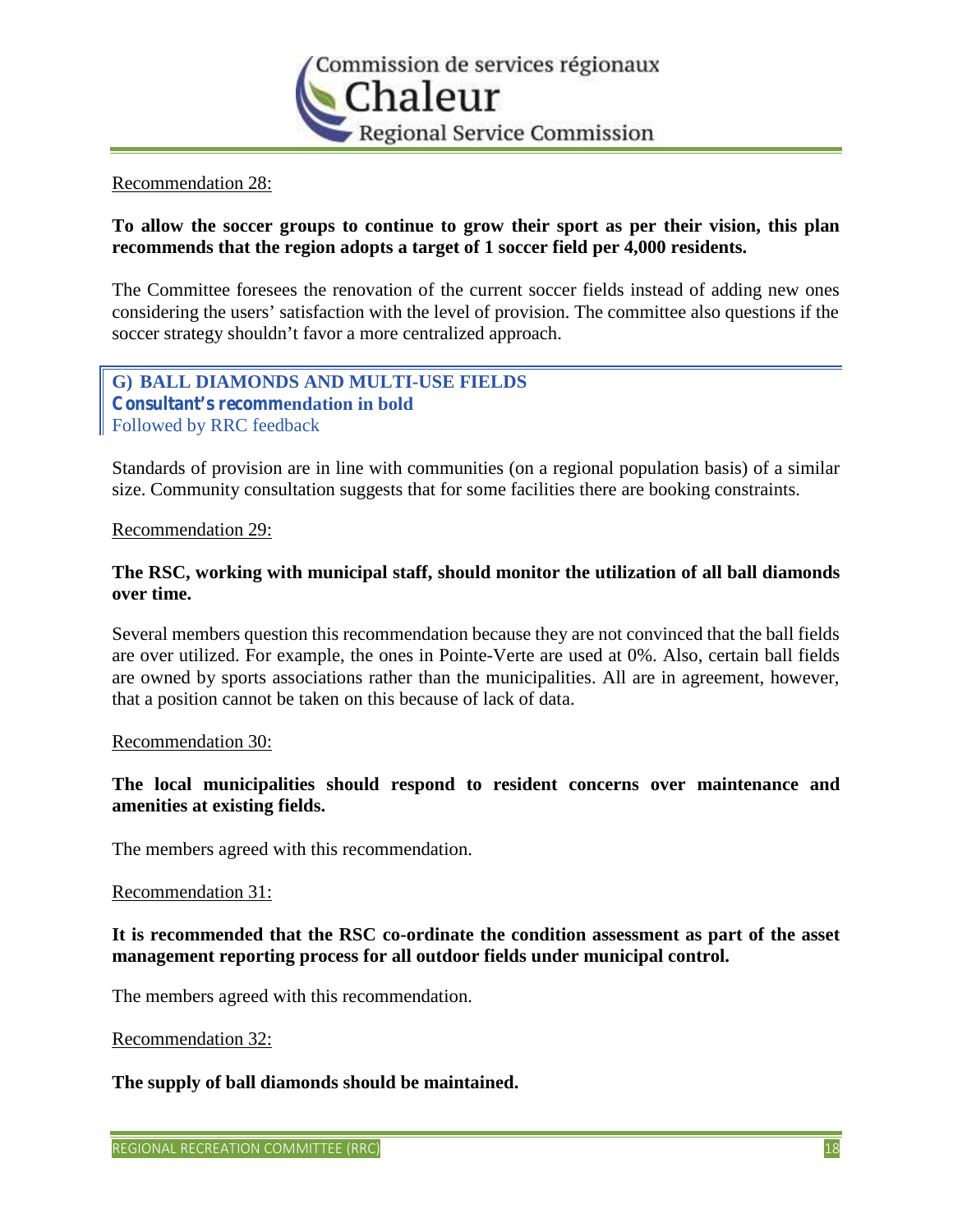Recommendation 28:

**To allow the soccer groups to continue to grow their sport as per their vision, this plan recommends that the region adopts a target of 1 soccer field per 4,000 residents.**

The Committee foresees the renovation of the current soccer fields instead of adding new ones considering the users' satisfaction with the level of provision. The committee also questions if the soccer strategy shouldn't favor a more centralized approach.

## G) BALL DIAMONDS AND MULTI-USE FIELDS

**Consultant's recommendation in bold**
Followed by RRC feedback

Standards of provision are in line with communities (on a regional population basis) of a similar size. Community consultation suggests that for some facilities there are booking constraints.

Recommendation 29:

**The RSC, working with municipal staff, should monitor the utilization of all ball diamonds over time.**

Several members question this recommendation because they are not convinced that the ball fields are over utilized. For example, the ones in Pointe-Verte are used at 0%. Also, certain ball fields are owned by sports associations rather than the municipalities. All are in agreement, however, that a position cannot be taken on this because of lack of data.

Recommendation 30:

**The local municipalities should respond to resident concerns over maintenance and amenities at existing fields.**

The members agreed with this recommendation.

Recommendation 31:

**It is recommended that the RSC co-ordinate the condition assessment as part of the asset management reporting process for all outdoor fields under municipal control.**

The members agreed with this recommendation.

Recommendation 32:

**The supply of ball diamonds should be maintained.**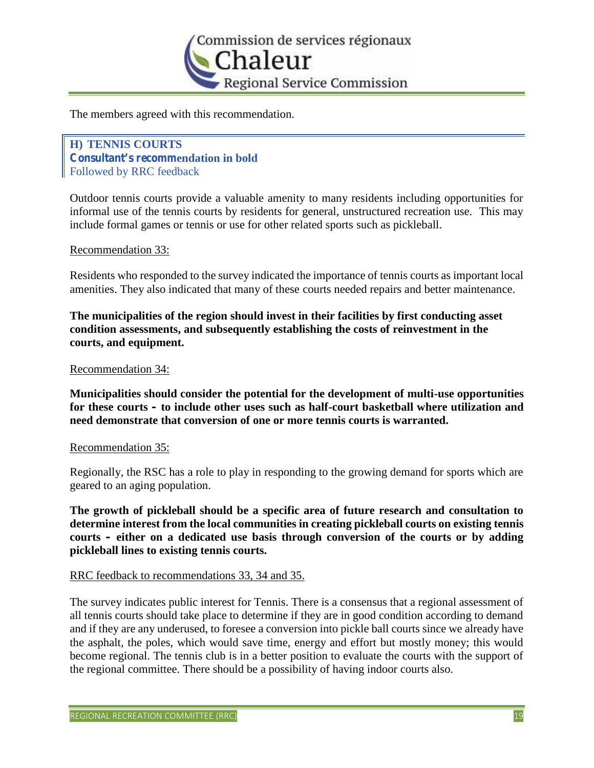The members agreed with this recommendation.

## H) TENNIS COURTS

**Consultant's recommendation in bold**
Followed by RRC feedback

Outdoor tennis courts provide a valuable amenity to many residents including opportunities for informal use of the tennis courts by residents for general, unstructured recreation use. This may include formal games or tennis or use for other related sports such as pickleball.

Recommendation 33:

Residents who responded to the survey indicated the importance of tennis courts as important local amenities. They also indicated that many of these courts needed repairs and better maintenance.

**The municipalities of the region should invest in their facilities by first conducting asset condition assessments, and subsequently establishing the costs of reinvestment in the courts, and equipment.**

Recommendation 34:

**Municipalities should consider the potential for the development of multi-use opportunities for these courts – to include other uses such as half-court basketball where utilization and need demonstrate that conversion of one or more tennis courts is warranted.**

Recommendation 35:

Regionally, the RSC has a role to play in responding to the growing demand for sports which are geared to an aging population.

**The growth of pickleball should be a specific area of future research and consultation to determine interest from the local communities in creating pickleball courts on existing tennis courts – either on a dedicated use basis through conversion of the courts or by adding pickleball lines to existing tennis courts.**

RRC feedback to recommendations 33, 34 and 35.

The survey indicates public interest for Tennis. There is a consensus that a regional assessment of all tennis courts should take place to determine if they are in good condition according to demand and if they are any underused, to foresee a conversion into pickle ball courts since we already have the asphalt, the poles, which would save time, energy and effort but mostly money; this would become regional. The tennis club is in a better position to evaluate the courts with the support of the regional committee. There should be a possibility of having indoor courts also.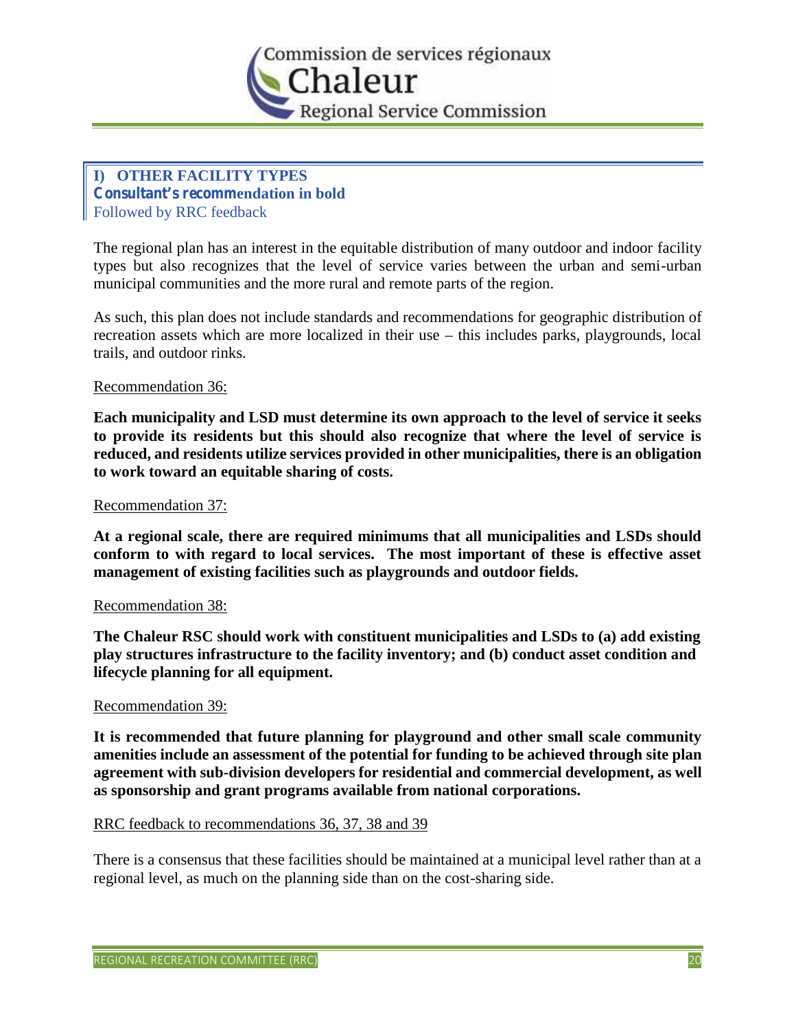## I) OTHER FACILITY TYPES

**Consultant's recommendation in bold**

Followed by RRC feedback

The regional plan has an interest in the equitable distribution of many outdoor and indoor facility types but also recognizes that the level of service varies between the urban and semi-urban municipal communities and the more rural and remote parts of the region.

As such, this plan does not include standards and recommendations for geographic distribution of recreation assets which are more localized in their use – this includes parks, playgrounds, local trails, and outdoor rinks.

Recommendation 36:

**Each municipality and LSD must determine its own approach to the level of service it seeks to provide its residents but this should also recognize that where the level of service is reduced, and residents utilize services provided in other municipalities, there is an obligation to work toward an equitable sharing of costs.**

Recommendation 37:

**At a regional scale, there are required minimums that all municipalities and LSDs should conform to with regard to local services. The most important of these is effective asset management of existing facilities such as playgrounds and outdoor fields.**

Recommendation 38:

**The Chaleur RSC should work with constituent municipalities and LSDs to (a) add existing play structures infrastructure to the facility inventory; and (b) conduct asset condition and lifecycle planning for all equipment.**

Recommendation 39:

**It is recommended that future planning for playground and other small scale community amenities include an assessment of the potential for funding to be achieved through site plan agreement with sub-division developers for residential and commercial development, as well as sponsorship and grant programs available from national corporations.**

RRC feedback to recommendations 36, 37, 38 and 39

There is a consensus that these facilities should be maintained at a municipal level rather than at a regional level, as much on the planning side than on the cost-sharing side.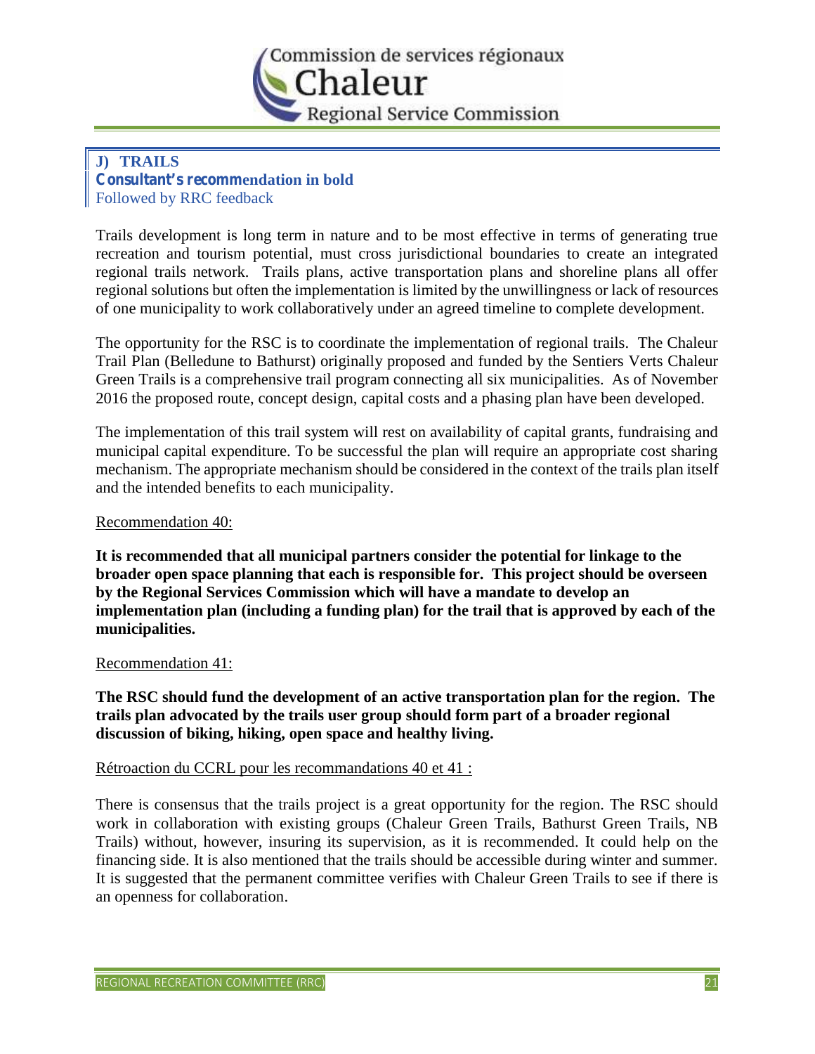## J) TRAILS

**Consultant's recommendation in bold**

Followed by RRC feedback

Trails development is long term in nature and to be most effective in terms of generating true recreation and tourism potential, must cross jurisdictional boundaries to create an integrated regional trails network. Trails plans, active transportation plans and shoreline plans all offer regional solutions but often the implementation is limited by the unwillingness or lack of resources of one municipality to work collaboratively under an agreed timeline to complete development.

The opportunity for the RSC is to coordinate the implementation of regional trails. The Chaleur Trail Plan (Belledune to Bathurst) originally proposed and funded by the Sentiers Verts Chaleur Green Trails is a comprehensive trail program connecting all six municipalities. As of November 2016 the proposed route, concept design, capital costs and a phasing plan have been developed.

The implementation of this trail system will rest on availability of capital grants, fundraising and municipal capital expenditure. To be successful the plan will require an appropriate cost sharing mechanism. The appropriate mechanism should be considered in the context of the trails plan itself and the intended benefits to each municipality.

Recommendation 40:

**It is recommended that all municipal partners consider the potential for linkage to the broader open space planning that each is responsible for. This project should be overseen by the Regional Services Commission which will have a mandate to develop an implementation plan (including a funding plan) for the trail that is approved by each of the municipalities.**

Recommendation 41:

**The RSC should fund the development of an active transportation plan for the region. The trails plan advocated by the trails user group should form part of a broader regional discussion of biking, hiking, open space and healthy living.**

Rétroaction du CCRL pour les recommandations 40 et 41 :

There is consensus that the trails project is a great opportunity for the region. The RSC should work in collaboration with existing groups (Chaleur Green Trails, Bathurst Green Trails, NB Trails) without, however, insuring its supervision, as it is recommended. It could help on the financing side. It is also mentioned that the trails should be accessible during winter and summer. It is suggested that the permanent committee verifies with Chaleur Green Trails to see if there is an openness for collaboration.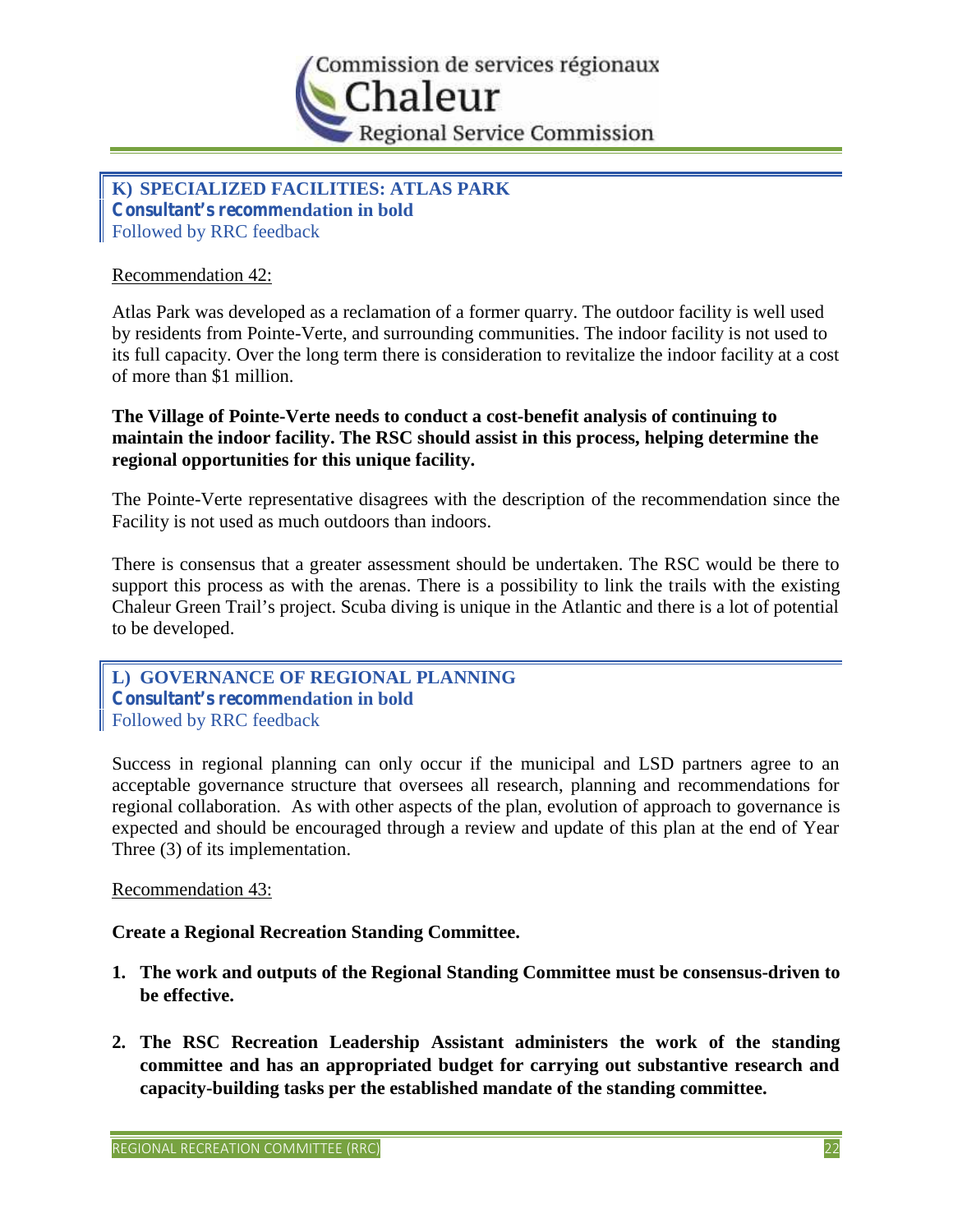## K) SPECIALIZED FACILITIES: ATLAS PARK

**Consultant's recommendation in bold**

Followed by RRC feedback

Recommendation 42:

Atlas Park was developed as a reclamation of a former quarry. The outdoor facility is well used by residents from Pointe-Verte, and surrounding communities. The indoor facility is not used to its full capacity. Over the long term there is consideration to revitalize the indoor facility at a cost of more than $1 million.

**The Village of Pointe-Verte needs to conduct a cost-benefit analysis of continuing to maintain the indoor facility. The RSC should assist in this process, helping determine the regional opportunities for this unique facility.**

The Pointe-Verte representative disagrees with the description of the recommendation since the Facility is not used as much outdoors than indoors.

There is consensus that a greater assessment should be undertaken. The RSC would be there to support this process as with the arenas. There is a possibility to link the trails with the existing Chaleur Green Trail's project. Scuba diving is unique in the Atlantic and there is a lot of potential to be developed.

## L) GOVERNANCE OF REGIONAL PLANNING

**Consultant's recommendation in bold**

Followed by RRC feedback

Success in regional planning can only occur if the municipal and LSD partners agree to an acceptable governance structure that oversees all research, planning and recommendations for regional collaboration. As with other aspects of the plan, evolution of approach to governance is expected and should be encouraged through a review and update of this plan at the end of Year Three (3) of its implementation.

Recommendation 43:

**Create a Regional Recreation Standing Committee.**

1. **The work and outputs of the Regional Standing Committee must be consensus-driven to be effective.**

2. **The RSC Recreation Leadership Assistant administers the work of the standing committee and has an appropriated budget for carrying out substantive research and capacity-building tasks per the established mandate of the standing committee.**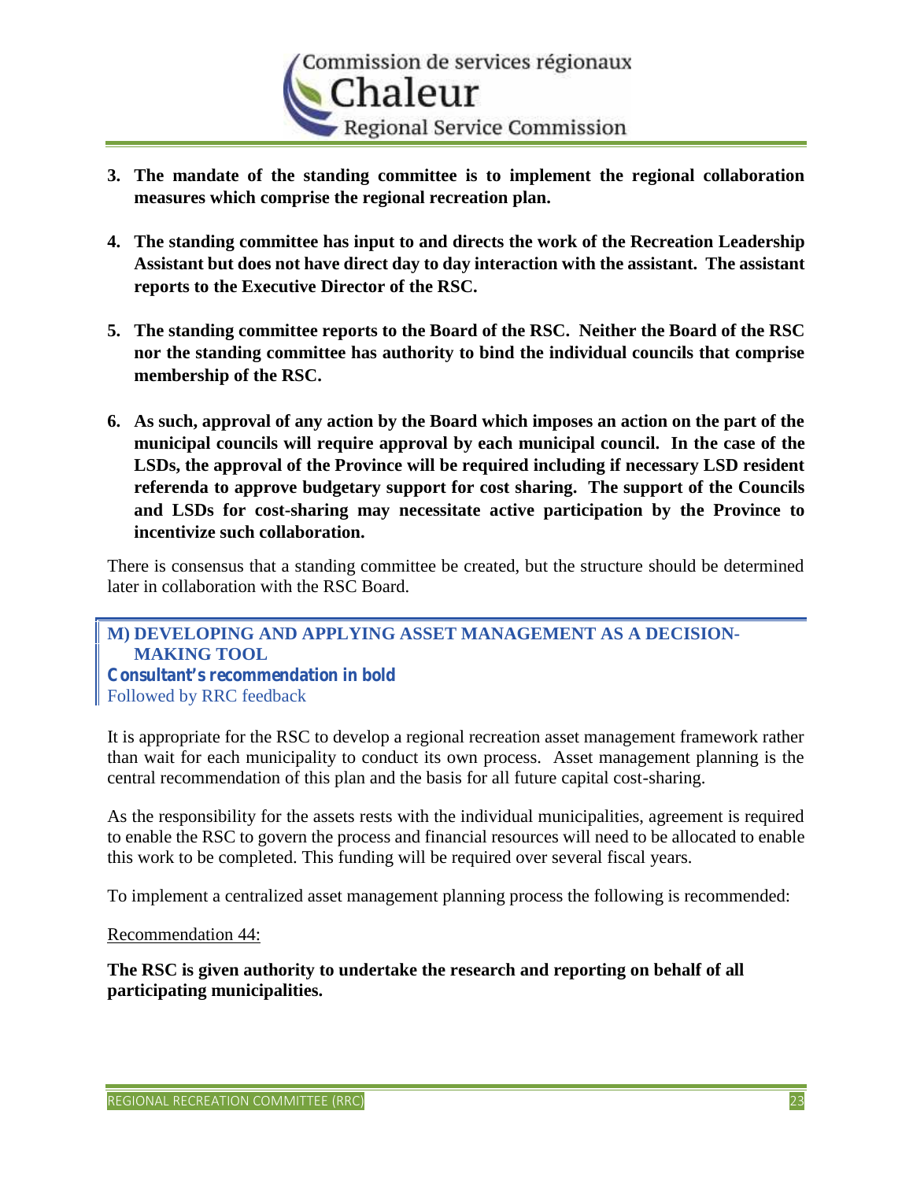3. **The mandate of the standing committee is to implement the regional collaboration measures which comprise the regional recreation plan.**

4. **The standing committee has input to and directs the work of the Recreation Leadership Assistant but does not have direct day to day interaction with the assistant. The assistant reports to the Executive Director of the RSC.**

5. **The standing committee reports to the Board of the RSC. Neither the Board of the RSC nor the standing committee has authority to bind the individual councils that comprise membership of the RSC.**

6. **As such, approval of any action by the Board which imposes an action on the part of the municipal councils will require approval by each municipal council. In the case of the LSDs, the approval of the Province will be required including if necessary LSD resident referenda to approve budgetary support for cost sharing. The support of the Councils and LSDs for cost-sharing may necessitate active participation by the Province to incentivize such collaboration.**

There is consensus that a standing committee be created, but the structure should be determined later in collaboration with the RSC Board.

## M) DEVELOPING AND APPLYING ASSET MANAGEMENT AS A DECISION-MAKING TOOL

**Consultant's recommendation in bold**
Followed by RRC feedback

It is appropriate for the RSC to develop a regional recreation asset management framework rather than wait for each municipality to conduct its own process. Asset management planning is the central recommendation of this plan and the basis for all future capital cost-sharing.

As the responsibility for the assets rests with the individual municipalities, agreement is required to enable the RSC to govern the process and financial resources will need to be allocated to enable this work to be completed. This funding will be required over several fiscal years.

To implement a centralized asset management planning process the following is recommended:

Recommendation 44:

**The RSC is given authority to undertake the research and reporting on behalf of all participating municipalities.**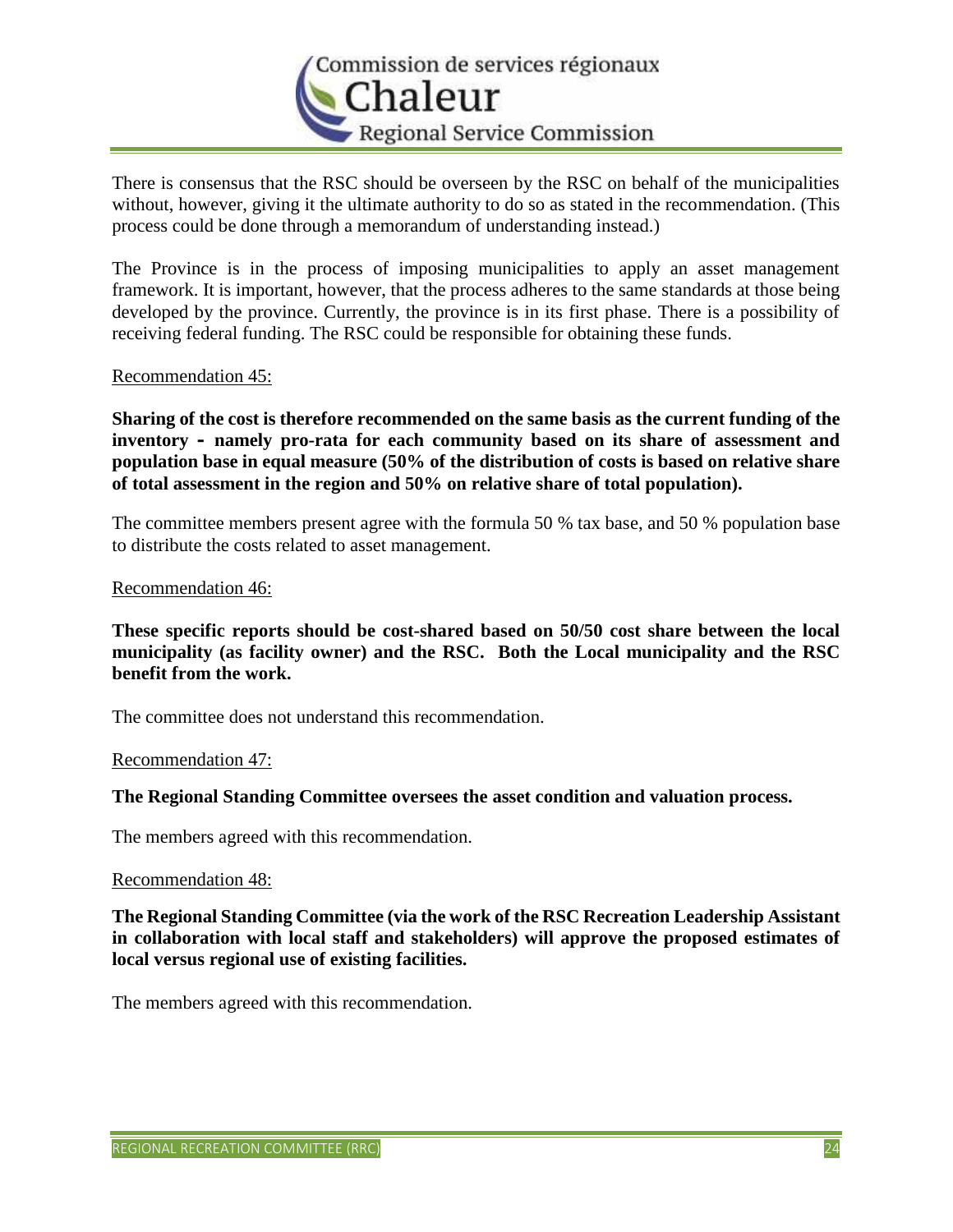There is consensus that the RSC should be overseen by the RSC on behalf of the municipalities without, however, giving it the ultimate authority to do so as stated in the recommendation. (This process could be done through a memorandum of understanding instead.)

The Province is in the process of imposing municipalities to apply an asset management framework. It is important, however, that the process adheres to the same standards at those being developed by the province. Currently, the province is in its first phase. There is a possibility of receiving federal funding. The RSC could be responsible for obtaining these funds.

Recommendation 45:

**Sharing of the cost is therefore recommended on the same basis as the current funding of the inventory - namely pro-rata for each community based on its share of assessment and population base in equal measure (50% of the distribution of costs is based on relative share of total assessment in the region and 50% on relative share of total population).**

The committee members present agree with the formula 50 % tax base, and 50 % population base to distribute the costs related to asset management.

Recommendation 46:

**These specific reports should be cost-shared based on 50/50 cost share between the local municipality (as facility owner) and the RSC. Both the Local municipality and the RSC benefit from the work.**

The committee does not understand this recommendation.

Recommendation 47:

**The Regional Standing Committee oversees the asset condition and valuation process.**

The members agreed with this recommendation.

Recommendation 48:

**The Regional Standing Committee (via the work of the RSC Recreation Leadership Assistant in collaboration with local staff and stakeholders) will approve the proposed estimates of local versus regional use of existing facilities.**

The members agreed with this recommendation.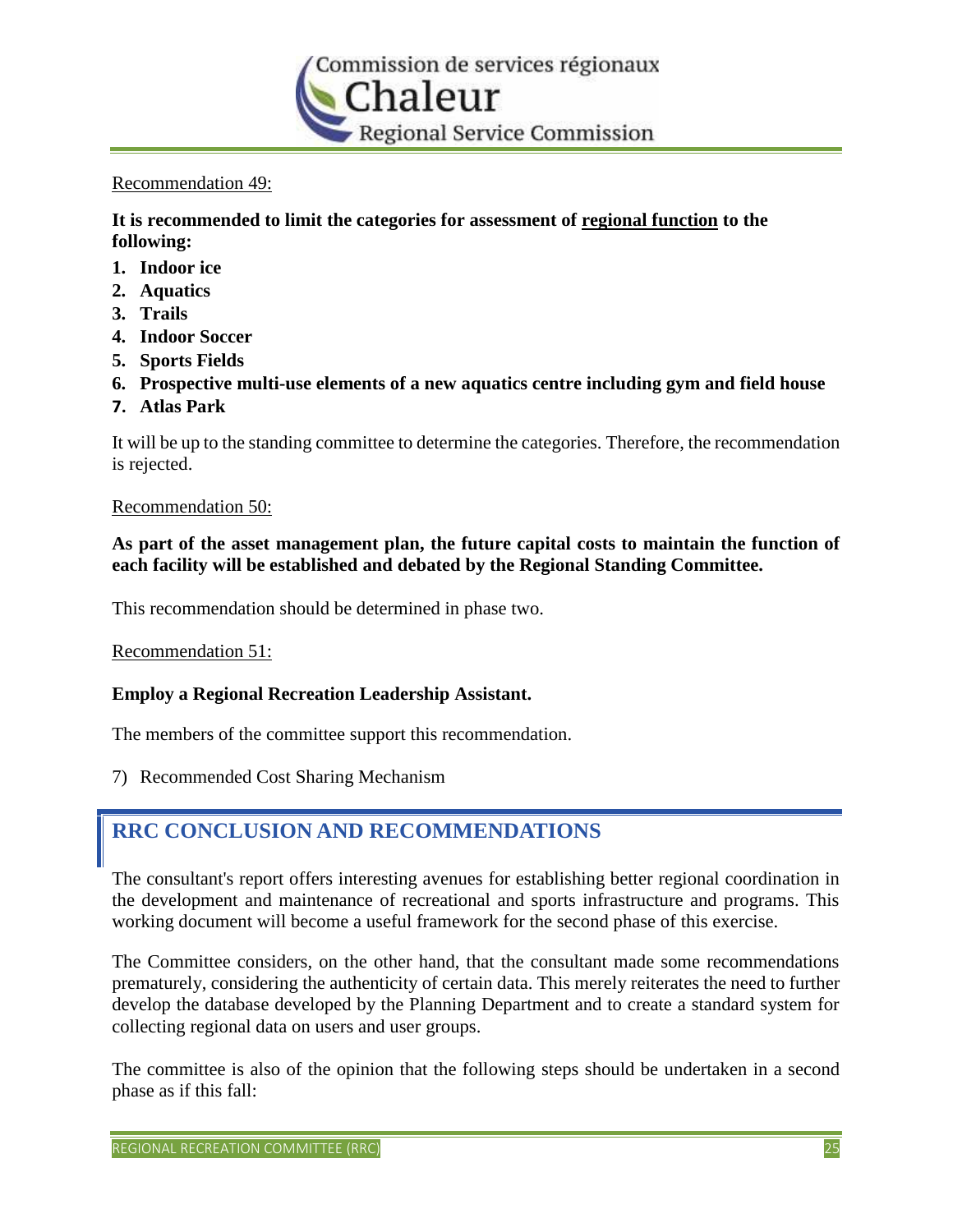Recommendation 49:

**It is recommended to limit the categories for assessment of regional function to the following:**

1. **Indoor ice**
2. **Aquatics**
3. **Trails**
4. **Indoor Soccer**
5. **Sports Fields**
6. **Prospective multi-use elements of a new aquatics centre including gym and field house**
7. **Atlas Park**

It will be up to the standing committee to determine the categories. Therefore, the recommendation is rejected.

Recommendation 50:

**As part of the asset management plan, the future capital costs to maintain the function of each facility will be established and debated by the Regional Standing Committee.**

This recommendation should be determined in phase two.

Recommendation 51:

**Employ a Regional Recreation Leadership Assistant.**

The members of the committee support this recommendation.

7) Recommended Cost Sharing Mechanism

## RRC CONCLUSION AND RECOMMENDATIONS

The consultant's report offers interesting avenues for establishing better regional coordination in the development and maintenance of recreational and sports infrastructure and programs. This working document will become a useful framework for the second phase of this exercise.

The Committee considers, on the other hand, that the consultant made some recommendations prematurely, considering the authenticity of certain data. This merely reiterates the need to further develop the database developed by the Planning Department and to create a standard system for collecting regional data on users and user groups.

The committee is also of the opinion that the following steps should be undertaken in a second phase as if this fall: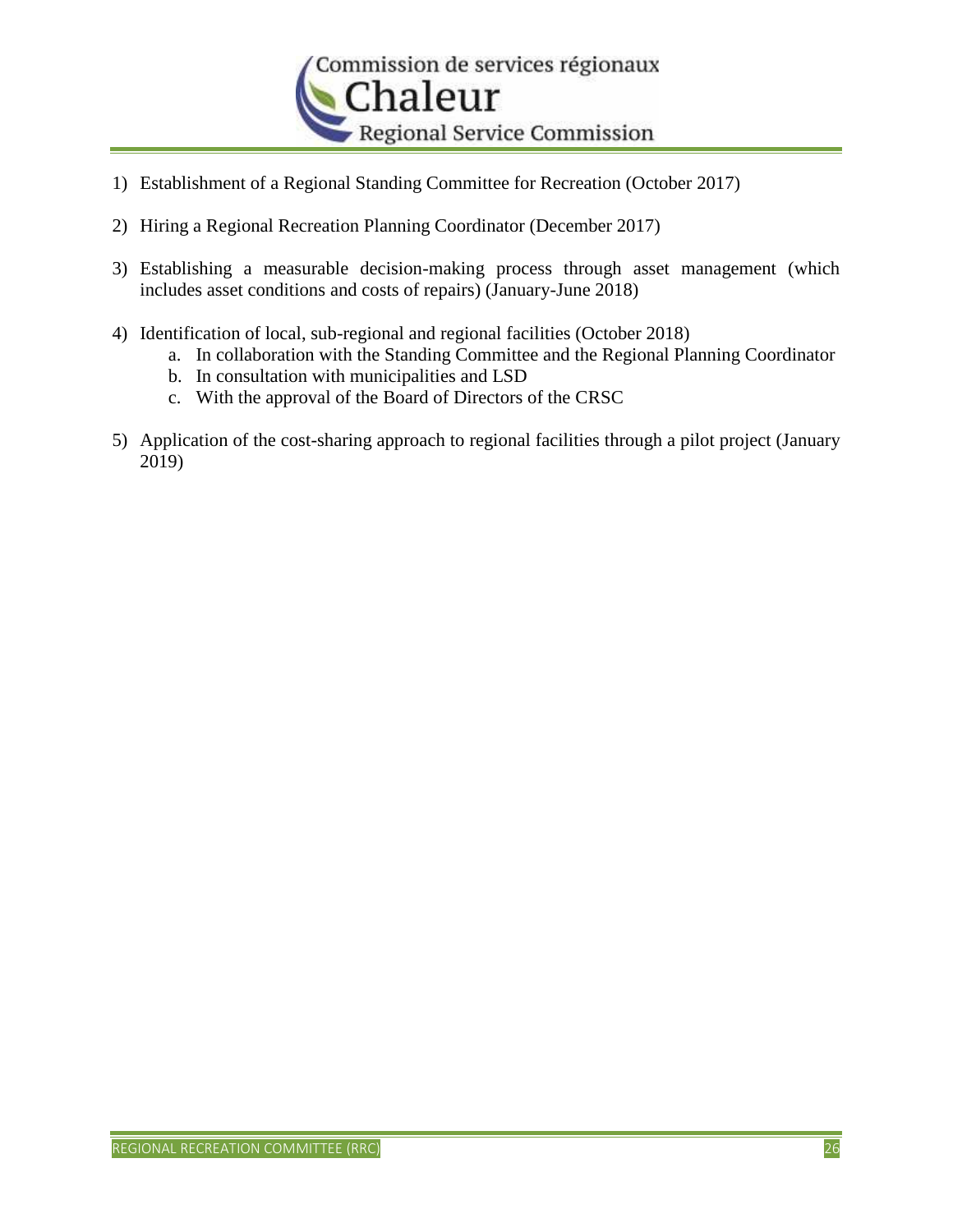1) Establishment of a Regional Standing Committee for Recreation (October 2017)

2) Hiring a Regional Recreation Planning Coordinator (December 2017)

3) Establishing a measurable decision-making process through asset management (which includes asset conditions and costs of repairs) (January-June 2018)

4) Identification of local, sub-regional and regional facilities (October 2018)
   a. In collaboration with the Standing Committee and the Regional Planning Coordinator
   b. In consultation with municipalities and LSD
   c. With the approval of the Board of Directors of the CRSC

5) Application of the cost-sharing approach to regional facilities through a pilot project (January 2019)